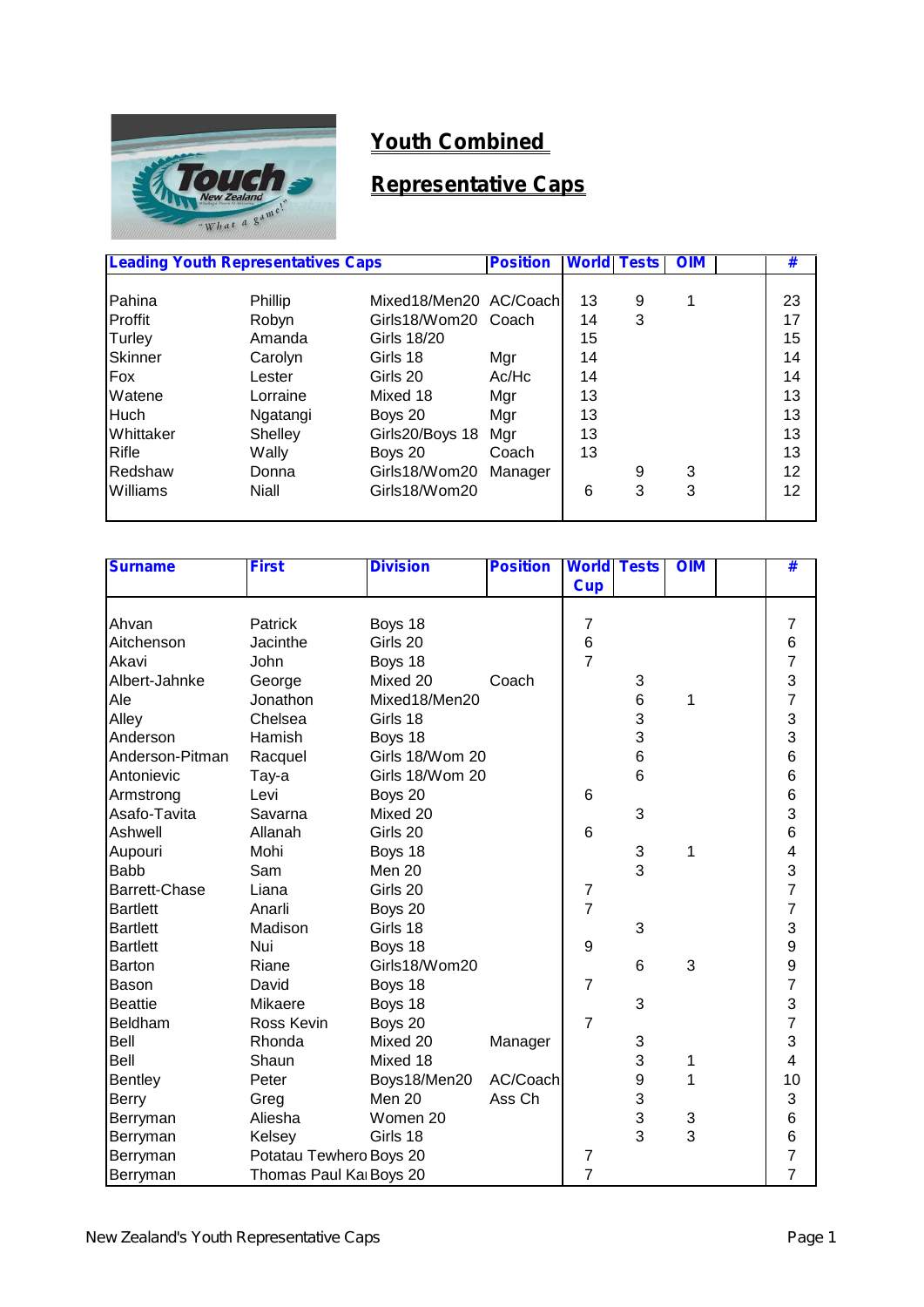# Youth Combined

# Representative Caps

| Leading Youth Representatives Caps | | | Position | World | Tests | OIM | | # |
|---|---|---|---|---|---|---|---|---|
| Pahina | Phillip | Mixed18/Men20 | AC/Coach | 13 | 9 | 1 | | 23 |
| Proffit | Robyn | Girls18/Wom20 | Coach | 14 | 3 | | | 17 |
| Turley | Amanda | Girls 18/20 | | 15 | | | | 15 |
| Skinner | Carolyn | Girls 18 | Mgr | 14 | | | | 14 |
| Fox | Lester | Girls 20 | Ac/Hc | 14 | | | | 14 |
| Watene | Lorraine | Mixed 18 | Mgr | 13 | | | | 13 |
| Huch | Ngatangi | Boys 20 | Mgr | 13 | | | | 13 |
| Whittaker | Shelley | Girls20/Boys 18 | Mgr | 13 | | | | 13 |
| Rifle | Wally | Boys 20 | Coach | 13 | | | | 13 |
| Redshaw | Donna | Girls18/Wom20 | Manager | | 9 | 3 | | 12 |
| Williams | Niall | Girls18/Wom20 | | 6 | 3 | 3 | | 12 |

| Surname | First | Division | Position | World Cup | Tests | OIM | | # |
|---|---|---|---|---|---|---|---|---|
| Ahvan | Patrick | Boys 18 | | 7 | | | | 7 |
| Aitchenson | Jacinthe | Girls 20 | | 6 | | | | 6 |
| Akavi | John | Boys 18 | | 7 | | | | 7 |
| Albert-Jahnke | George | Mixed 20 | Coach | | 3 | | | 3 |
| Ale | Jonathon | Mixed18/Men20 | | | 6 | 1 | | 7 |
| Alley | Chelsea | Girls 18 | | | 3 | | | 3 |
| Anderson | Hamish | Boys 18 | | | 3 | | | 3 |
| Anderson-Pitman | Racquel | Girls 18/Wom 20 | | | 6 | | | 6 |
| Antonievic | Tay-a | Girls 18/Wom 20 | | | 6 | | | 6 |
| Armstrong | Levi | Boys 20 | | 6 | | | | 6 |
| Asafo-Tavita | Savarna | Mixed 20 | | | 3 | | | 3 |
| Ashwell | Allanah | Girls 20 | | 6 | | | | 6 |
| Aupouri | Mohi | Boys 18 | | | 3 | 1 | | 4 |
| Babb | Sam | Men 20 | | | 3 | | | 3 |
| Barrett-Chase | Liana | Girls 20 | | 7 | | | | 7 |
| Bartlett | Anarli | Boys 20 | | 7 | | | | 7 |
| Bartlett | Madison | Girls 18 | | | 3 | | | 3 |
| Bartlett | Nui | Boys 18 | | 9 | | | | 9 |
| Barton | Riane | Girls18/Wom20 | | | 6 | 3 | | 9 |
| Bason | David | Boys 18 | | 7 | | | | 7 |
| Beattie | Mikaere | Boys 18 | | | 3 | | | 3 |
| Beldham | Ross Kevin | Boys 20 | | 7 | | | | 7 |
| Bell | Rhonda | Mixed 20 | Manager | | 3 | | | 3 |
| Bell | Shaun | Mixed 18 | | | 3 | 1 | | 4 |
| Bentley | Peter | Boys18/Men20 | AC/Coach | | 9 | 1 | | 10 |
| Berry | Greg | Men 20 | Ass Ch | | 3 | | | 3 |
| Berryman | Aliesha | Women 20 | | | 3 | 3 | | 6 |
| Berryman | Kelsey | Girls 18 | | | 3 | 3 | | 6 |
| Berryman | Potatau Tewhero | Boys 20 | | 7 | | | | 7 |
| Berryman | Thomas Paul Kai | Boys 20 | | 7 | | | | 7 |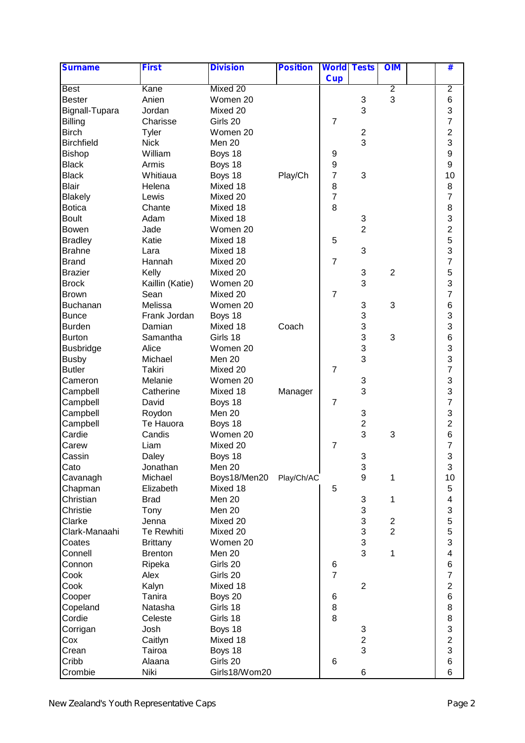| Surname | First | Division | Position | World Cup | Tests | OIM | | # |
|---|---|---|---|---|---|---|---|---|
| Best | Kane | Mixed 20 | | | | 2 | | 2 |
| Bester | Anien | Women 20 | | | 3 | 3 | | 6 |
| Bignall-Tupara | Jordan | Mixed 20 | | | 3 | | | 3 |
| Billing | Charisse | Girls 20 | | 7 | | | | 7 |
| Birch | Tyler | Women 20 | | | 2 | | | 2 |
| Birchfield | Nick | Men 20 | | | 3 | | | 3 |
| Bishop | William | Boys 18 | | 9 | | | | 9 |
| Black | Armis | Boys 18 | | 9 | | | | 9 |
| Black | Whitiaua | Boys 18 | Play/Ch | 7 | 3 | | | 10 |
| Blair | Helena | Mixed 18 | | 8 | | | | 8 |
| Blakely | Lewis | Mixed 20 | | 7 | | | | 7 |
| Botica | Chante | Mixed 18 | | 8 | | | | 8 |
| Boult | Adam | Mixed 18 | | | 3 | | | 3 |
| Bowen | Jade | Women 20 | | | 2 | | | 2 |
| Bradley | Katie | Mixed 18 | | 5 | | | | 5 |
| Brahne | Lara | Mixed 18 | | | 3 | | | 3 |
| Brand | Hannah | Mixed 20 | | 7 | | | | 7 |
| Brazier | Kelly | Mixed 20 | | | 3 | 2 | | 5 |
| Brock | Kaillin (Katie) | Women 20 | | | 3 | | | 3 |
| Brown | Sean | Mixed 20 | | 7 | | | | 7 |
| Buchanan | Melissa | Women 20 | | | 3 | 3 | | 6 |
| Bunce | Frank Jordan | Boys 18 | | | 3 | | | 3 |
| Burden | Damian | Mixed 18 | Coach | | 3 | | | 3 |
| Burton | Samantha | Girls 18 | | | 3 | 3 | | 6 |
| Busbridge | Alice | Women 20 | | | 3 | | | 3 |
| Busby | Michael | Men 20 | | | 3 | | | 3 |
| Butler | Takiri | Mixed 20 | | 7 | | | | 7 |
| Cameron | Melanie | Women 20 | | | 3 | | | 3 |
| Campbell | Catherine | Mixed 18 | Manager | | 3 | | | 3 |
| Campbell | David | Boys 18 | | 7 | | | | 7 |
| Campbell | Roydon | Men 20 | | | 3 | | | 3 |
| Campbell | Te Hauora | Boys 18 | | | 2 | | | 2 |
| Cardie | Candis | Women 20 | | | 3 | 3 | | 6 |
| Carew | Liam | Mixed 20 | | 7 | | | | 7 |
| Cassin | Daley | Boys 18 | | | 3 | | | 3 |
| Cato | Jonathan | Men 20 | | | 3 | | | 3 |
| Cavanagh | Michael | Boys18/Men20 | Play/Ch/AC | | 9 | 1 | | 10 |
| Chapman | Elizabeth | Mixed 18 | | 5 | | | | 5 |
| Christian | Brad | Men 20 | | | 3 | 1 | | 4 |
| Christie | Tony | Men 20 | | | 3 | | | 3 |
| Clarke | Jenna | Mixed 20 | | | 3 | 2 | | 5 |
| Clark-Manaahi | Te Rewhiti | Mixed 20 | | | 3 | 2 | | 5 |
| Coates | Brittany | Women 20 | | | 3 | | | 3 |
| Connell | Brenton | Men 20 | | | 3 | 1 | | 4 |
| Connon | Ripeka | Girls 20 | | 6 | | | | 6 |
| Cook | Alex | Girls 20 | | 7 | | | | 7 |
| Cook | Kalyn | Mixed 18 | | | 2 | | | 2 |
| Cooper | Tanira | Boys 20 | | 6 | | | | 6 |
| Copeland | Natasha | Girls 18 | | 8 | | | | 8 |
| Cordie | Celeste | Girls 18 | | 8 | | | | 8 |
| Corrigan | Josh | Boys 18 | | | 3 | | | 3 |
| Cox | Caitlyn | Mixed 18 | | | 2 | | | 2 |
| Crean | Tairoa | Boys 18 | | | 3 | | | 3 |
| Cribb | Alaana | Girls 20 | | 6 | | | | 6 |
| Crombie | Niki | Girls18/Wom20 | | | 6 | | | 6 |

New Zealand's Youth Representative Caps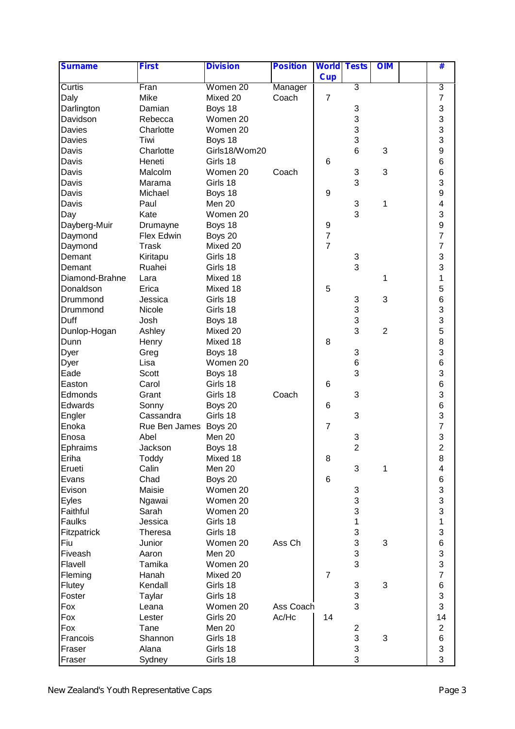| Surname | First | Division | Position | World Cup | Tests | OIM | | # |
|---|---|---|---|---|---|---|---|---|
| Curtis | Fran | Women 20 | Manager | | 3 | | | 3 |
| Daly | Mike | Mixed 20 | Coach | 7 | | | | 7 |
| Darlington | Damian | Boys 18 | | | 3 | | | 3 |
| Davidson | Rebecca | Women 20 | | | 3 | | | 3 |
| Davies | Charlotte | Women 20 | | | 3 | | | 3 |
| Davies | Tiwi | Boys 18 | | | 3 | | | 3 |
| Davis | Charlotte | Girls18/Wom20 | | | 6 | 3 | | 9 |
| Davis | Heneti | Girls 18 | | 6 | | | | 6 |
| Davis | Malcolm | Women 20 | Coach | | 3 | 3 | | 6 |
| Davis | Marama | Girls 18 | | | 3 | | | 3 |
| Davis | Michael | Boys 18 | | 9 | | | | 9 |
| Davis | Paul | Men 20 | | | 3 | 1 | | 4 |
| Day | Kate | Women 20 | | | 3 | | | 3 |
| Dayberg-Muir | Drumayne | Boys 18 | | 9 | | | | 9 |
| Daymond | Flex Edwin | Boys 20 | | 7 | | | | 7 |
| Daymond | Trask | Mixed 20 | | 7 | | | | 7 |
| Demant | Kiritapu | Girls 18 | | | 3 | | | 3 |
| Demant | Ruahei | Girls 18 | | | 3 | | | 3 |
| Diamond-Brahne | Lara | Mixed 18 | | | | 1 | | 1 |
| Donaldson | Erica | Mixed 18 | | 5 | | | | 5 |
| Drummond | Jessica | Girls 18 | | | 3 | 3 | | 6 |
| Drummond | Nicole | Girls 18 | | | 3 | | | 3 |
| Duff | Josh | Boys 18 | | | 3 | | | 3 |
| Dunlop-Hogan | Ashley | Mixed 20 | | | 3 | 2 | | 5 |
| Dunn | Henry | Mixed 18 | | 8 | | | | 8 |
| Dyer | Greg | Boys 18 | | | 3 | | | 3 |
| Dyer | Lisa | Women 20 | | | 6 | | | 6 |
| Eade | Scott | Boys 18 | | | 3 | | | 3 |
| Easton | Carol | Girls 18 | | 6 | | | | 6 |
| Edmonds | Grant | Girls 18 | Coach | | 3 | | | 3 |
| Edwards | Sonny | Boys 20 | | 6 | | | | 6 |
| Engler | Cassandra | Girls 18 | | | 3 | | | 3 |
| Enoka | Rue Ben James | Boys 20 | | 7 | | | | 7 |
| Enosa | Abel | Men 20 | | | 3 | | | 3 |
| Ephraims | Jackson | Boys 18 | | | 2 | | | 2 |
| Eriha | Toddy | Mixed 18 | | 8 | | | | 8 |
| Erueti | Calin | Men 20 | | | 3 | 1 | | 4 |
| Evans | Chad | Boys 20 | | 6 | | | | 6 |
| Evison | Maisie | Women 20 | | | 3 | | | 3 |
| Eyles | Ngawai | Women 20 | | | 3 | | | 3 |
| Faithful | Sarah | Women 20 | | | 3 | | | 3 |
| Faulks | Jessica | Girls 18 | | | 1 | | | 1 |
| Fitzpatrick | Theresa | Girls 18 | | | 3 | | | 3 |
| Fiu | Junior | Women 20 | Ass Ch | | 3 | 3 | | 6 |
| Fiveash | Aaron | Men 20 | | | 3 | | | 3 |
| Flavell | Tamika | Women 20 | | | 3 | | | 3 |
| Fleming | Hanah | Mixed 20 | | 7 | | | | 7 |
| Flutey | Kendall | Girls 18 | | | 3 | 3 | | 6 |
| Foster | Taylar | Girls 18 | | | 3 | | | 3 |
| Fox | Leana | Women 20 | Ass Coach | | 3 | | | 3 |
| Fox | Lester | Girls 20 | Ac/Hc | 14 | | | | 14 |
| Fox | Tane | Men 20 | | | 2 | | | 2 |
| Francois | Shannon | Girls 18 | | | 3 | 3 | | 6 |
| Fraser | Alana | Girls 18 | | | 3 | | | 3 |
| Fraser | Sydney | Girls 18 | | | 3 | | | 3 |

New Zealand's Youth Representative Caps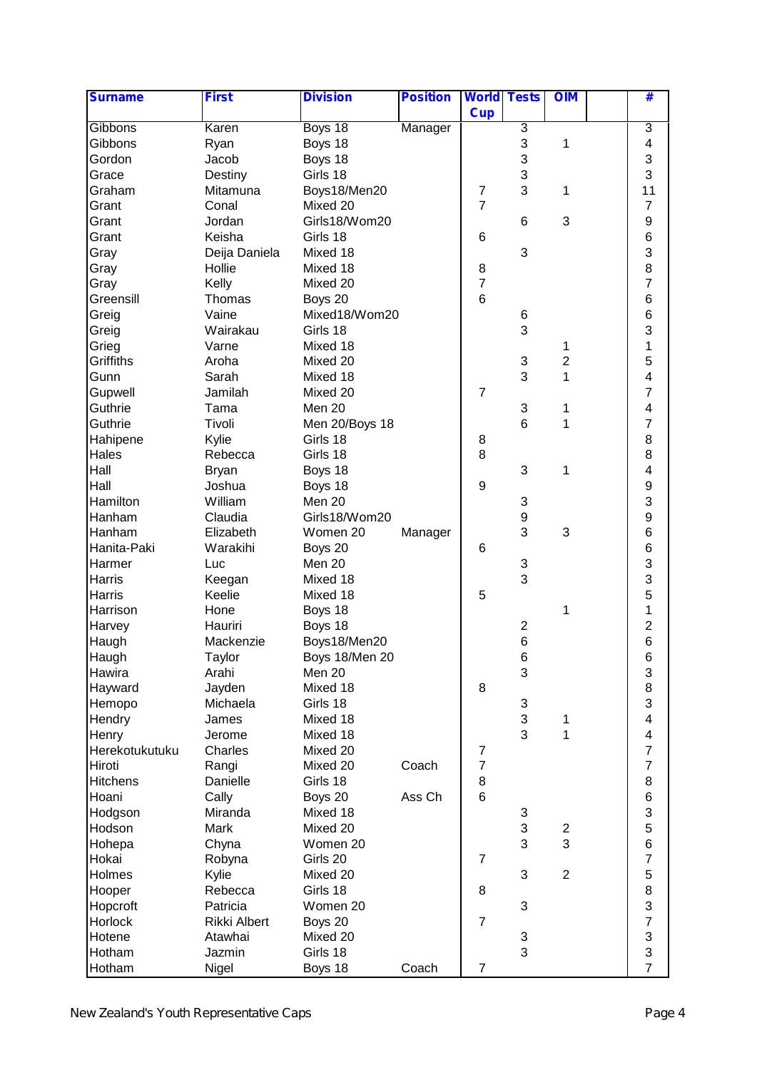| Surname | First | Division | Position | World Cup | Tests | OIM | | # |
|---|---|---|---|---|---|---|---|---|
| Gibbons | Karen | Boys 18 | Manager | | 3 | | | 3 |
| Gibbons | Ryan | Boys 18 | | | 3 | 1 | | 4 |
| Gordon | Jacob | Boys 18 | | | 3 | | | 3 |
| Grace | Destiny | Girls 18 | | | 3 | | | 3 |
| Graham | Mitamuna | Boys18/Men20 | | 7 | 3 | 1 | | 11 |
| Grant | Conal | Mixed 20 | | 7 | | | | 7 |
| Grant | Jordan | Girls18/Wom20 | | | 6 | 3 | | 9 |
| Grant | Keisha | Girls 18 | | 6 | | | | 6 |
| Gray | Deija Daniela | Mixed 18 | | | 3 | | | 3 |
| Gray | Hollie | Mixed 18 | | 8 | | | | 8 |
| Gray | Kelly | Mixed 20 | | 7 | | | | 7 |
| Greensill | Thomas | Boys 20 | | 6 | | | | 6 |
| Greig | Vaine | Mixed18/Wom20 | | | 6 | | | 6 |
| Greig | Wairakau | Girls 18 | | | 3 | | | 3 |
| Grieg | Varne | Mixed 18 | | | | 1 | | 1 |
| Griffiths | Aroha | Mixed 20 | | | 3 | 2 | | 5 |
| Gunn | Sarah | Mixed 18 | | | 3 | 1 | | 4 |
| Gupwell | Jamilah | Mixed 20 | | 7 | | | | 7 |
| Guthrie | Tama | Men 20 | | | 3 | 1 | | 4 |
| Guthrie | Tivoli | Men 20/Boys 18 | | | 6 | 1 | | 7 |
| Hahipene | Kylie | Girls 18 | | 8 | | | | 8 |
| Hales | Rebecca | Girls 18 | | 8 | | | | 8 |
| Hall | Bryan | Boys 18 | | | 3 | 1 | | 4 |
| Hall | Joshua | Boys 18 | | 9 | | | | 9 |
| Hamilton | William | Men 20 | | | 3 | | | 3 |
| Hanham | Claudia | Girls18/Wom20 | | | 9 | | | 9 |
| Hanham | Elizabeth | Women 20 | Manager | | 3 | 3 | | 6 |
| Hanita-Paki | Warakihi | Boys 20 | | 6 | | | | 6 |
| Harmer | Luc | Men 20 | | | 3 | | | 3 |
| Harris | Keegan | Mixed 18 | | | 3 | | | 3 |
| Harris | Keelie | Mixed 18 | | 5 | | | | 5 |
| Harrison | Hone | Boys 18 | | | | 1 | | 1 |
| Harvey | Hauriri | Boys 18 | | | 2 | | | 2 |
| Haugh | Mackenzie | Boys18/Men20 | | | 6 | | | 6 |
| Haugh | Taylor | Boys 18/Men 20 | | | 6 | | | 6 |
| Hawira | Arahi | Men 20 | | | 3 | | | 3 |
| Hayward | Jayden | Mixed 18 | | 8 | | | | 8 |
| Hemopo | Michaela | Girls 18 | | | 3 | | | 3 |
| Hendry | James | Mixed 18 | | | 3 | 1 | | 4 |
| Henry | Jerome | Mixed 18 | | | 3 | 1 | | 4 |
| Herekotukutuku | Charles | Mixed 20 | | 7 | | | | 7 |
| Hiroti | Rangi | Mixed 20 | Coach | 7 | | | | 7 |
| Hitchens | Danielle | Girls 18 | | 8 | | | | 8 |
| Hoani | Cally | Boys 20 | Ass Ch | 6 | | | | 6 |
| Hodgson | Miranda | Mixed 18 | | | 3 | | | 3 |
| Hodson | Mark | Mixed 20 | | | 3 | 2 | | 5 |
| Hohepa | Chyna | Women 20 | | | 3 | 3 | | 6 |
| Hokai | Robyna | Girls 20 | | 7 | | | | 7 |
| Holmes | Kylie | Mixed 20 | | | 3 | 2 | | 5 |
| Hooper | Rebecca | Girls 18 | | 8 | | | | 8 |
| Hopcroft | Patricia | Women 20 | | | 3 | | | 3 |
| Horlock | Rikki Albert | Boys 20 | | 7 | | | | 7 |
| Hotene | Atawhai | Mixed 20 | | | 3 | | | 3 |
| Hotham | Jazmin | Girls 18 | | | 3 | | | 3 |
| Hotham | Nigel | Boys 18 | Coach | 7 | | | | 7 |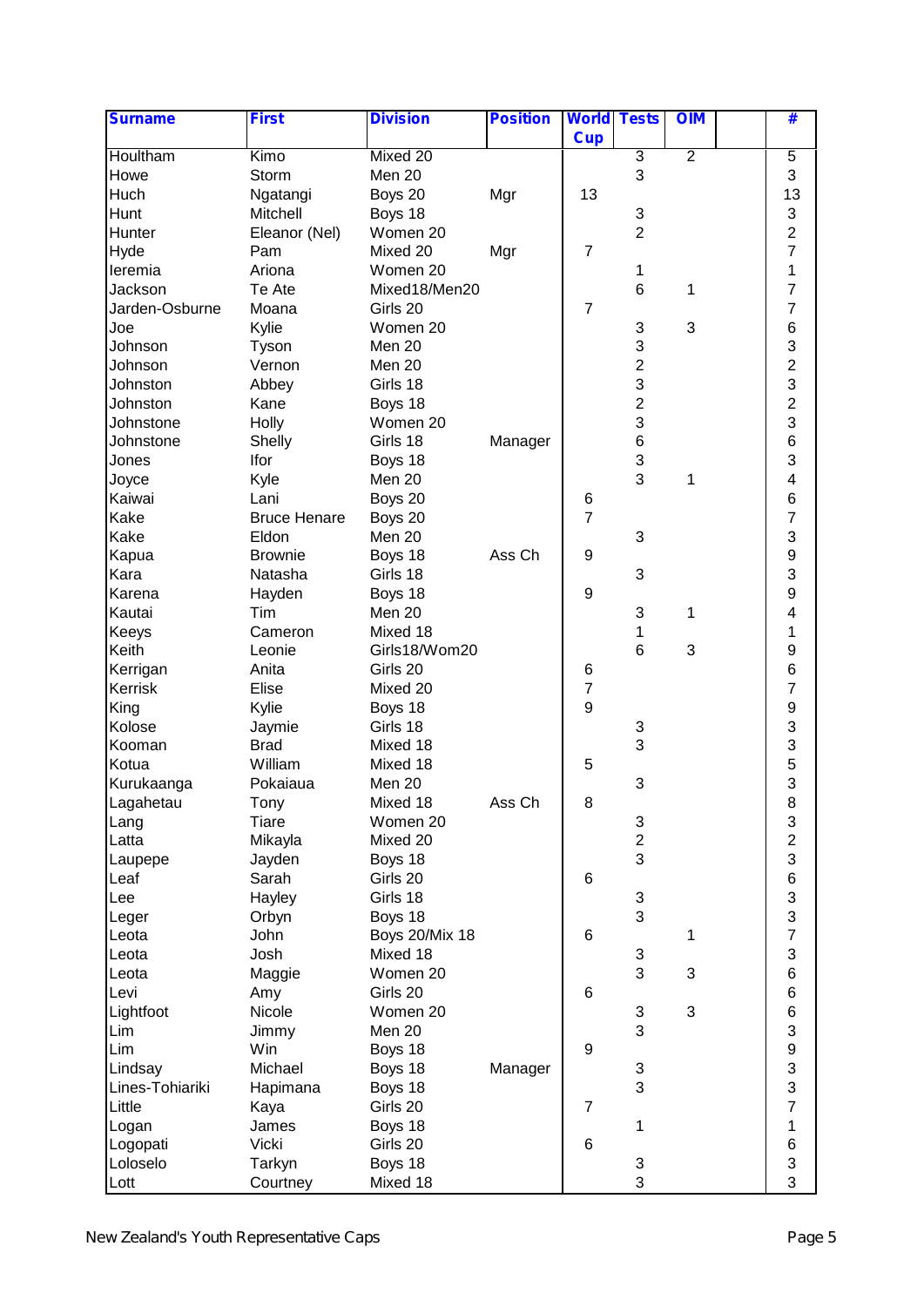| Surname | First | Division | Position | World Cup | Tests | OIM | | # |
|---|---|---|---|---|---|---|---|---|
| Houltham | Kimo | Mixed 20 | | | 3 | 2 | | 5 |
| Howe | Storm | Men 20 | | | 3 | | | 3 |
| Huch | Ngatangi | Boys 20 | Mgr | 13 | | | | 13 |
| Hunt | Mitchell | Boys 18 | | | 3 | | | 3 |
| Hunter | Eleanor (Nel) | Women 20 | | | 2 | | | 2 |
| Hyde | Pam | Mixed 20 | Mgr | 7 | | | | 7 |
| Ieremia | Ariona | Women 20 | | | 1 | | | 1 |
| Jackson | Te Ate | Mixed18/Men20 | | | 6 | 1 | | 7 |
| Jarden-Osburne | Moana | Girls 20 | | 7 | | | | 7 |
| Joe | Kylie | Women 20 | | | 3 | 3 | | 6 |
| Johnson | Tyson | Men 20 | | | 3 | | | 3 |
| Johnson | Vernon | Men 20 | | | 2 | | | 2 |
| Johnston | Abbey | Girls 18 | | | 3 | | | 3 |
| Johnston | Kane | Boys 18 | | | 2 | | | 2 |
| Johnstone | Holly | Women 20 | | | 3 | | | 3 |
| Johnstone | Shelly | Girls 18 | Manager | | 6 | | | 6 |
| Jones | Ifor | Boys 18 | | | 3 | | | 3 |
| Joyce | Kyle | Men 20 | | | 3 | 1 | | 4 |
| Kaiwai | Lani | Boys 20 | | 6 | | | | 6 |
| Kake | Bruce Henare | Boys 20 | | 7 | | | | 7 |
| Kake | Eldon | Men 20 | | | 3 | | | 3 |
| Kapua | Brownie | Boys 18 | Ass Ch | 9 | | | | 9 |
| Kara | Natasha | Girls 18 | | | 3 | | | 3 |
| Karena | Hayden | Boys 18 | | 9 | | | | 9 |
| Kautai | Tim | Men 20 | | | 3 | 1 | | 4 |
| Keeys | Cameron | Mixed 18 | | | 1 | | | 1 |
| Keith | Leonie | Girls18/Wom20 | | | 6 | 3 | | 9 |
| Kerrigan | Anita | Girls 20 | | 6 | | | | 6 |
| Kerrisk | Elise | Mixed 20 | | 7 | | | | 7 |
| King | Kylie | Boys 18 | | 9 | | | | 9 |
| Kolose | Jaymie | Girls 18 | | | 3 | | | 3 |
| Kooman | Brad | Mixed 18 | | | 3 | | | 3 |
| Kotua | William | Mixed 18 | | 5 | | | | 5 |
| Kurukaanga | Pokaiaua | Men 20 | | | 3 | | | 3 |
| Lagahetau | Tony | Mixed 18 | Ass Ch | 8 | | | | 8 |
| Lang | Tiare | Women 20 | | | 3 | | | 3 |
| Latta | Mikayla | Mixed 20 | | | 2 | | | 2 |
| Laupepe | Jayden | Boys 18 | | | 3 | | | 3 |
| Leaf | Sarah | Girls 20 | | 6 | | | | 6 |
| Lee | Hayley | Girls 18 | | | 3 | | | 3 |
| Leger | Orbyn | Boys 18 | | | 3 | | | 3 |
| Leota | John | Boys 20/Mix 18 | | 6 | | 1 | | 7 |
| Leota | Josh | Mixed 18 | | | 3 | | | 3 |
| Leota | Maggie | Women 20 | | | 3 | 3 | | 6 |
| Levi | Amy | Girls 20 | | 6 | | | | 6 |
| Lightfoot | Nicole | Women 20 | | | 3 | 3 | | 6 |
| Lim | Jimmy | Men 20 | | | 3 | | | 3 |
| Lim | Win | Boys 18 | | 9 | | | | 9 |
| Lindsay | Michael | Boys 18 | Manager | | 3 | | | 3 |
| Lines-Tohiariki | Hapimana | Boys 18 | | | 3 | | | 3 |
| Little | Kaya | Girls 20 | | 7 | | | | 7 |
| Logan | James | Boys 18 | | | 1 | | | 1 |
| Logopati | Vicki | Girls 20 | | 6 | | | | 6 |
| Loloselo | Tarkyn | Boys 18 | | | 3 | | | 3 |
| Lott | Courtney | Mixed 18 | | | 3 | | | 3 |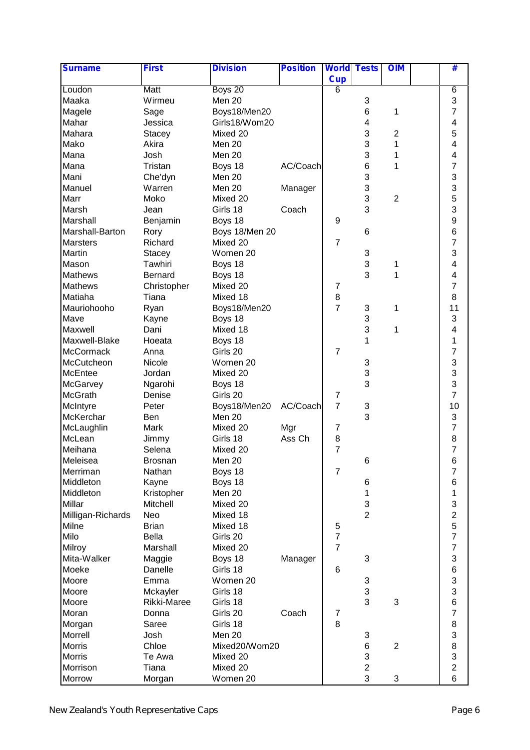| Surname | First | Division | Position | World Cup | Tests | OIM | | # |
|---|---|---|---|---|---|---|---|---|
| Loudon | Matt | Boys 20 | | 6 | | | | 6 |
| Maaka | Wirmeu | Men 20 | | | 3 | | | 3 |
| Magele | Sage | Boys18/Men20 | | | 6 | 1 | | 7 |
| Mahar | Jessica | Girls18/Wom20 | | | 4 | | | 4 |
| Mahara | Stacey | Mixed 20 | | | 3 | 2 | | 5 |
| Mako | Akira | Men 20 | | | 3 | 1 | | 4 |
| Mana | Josh | Men 20 | | | 3 | 1 | | 4 |
| Mana | Tristan | Boys 18 | AC/Coach | | 6 | 1 | | 7 |
| Mani | Che'dyn | Men 20 | | | 3 | | | 3 |
| Manuel | Warren | Men 20 | Manager | | 3 | | | 3 |
| Marr | Moko | Mixed 20 | | | 3 | 2 | | 5 |
| Marsh | Jean | Girls 18 | Coach | | 3 | | | 3 |
| Marshall | Benjamin | Boys 18 | | 9 | | | | 9 |
| Marshall-Barton | Rory | Boys 18/Men 20 | | | 6 | | | 6 |
| Marsters | Richard | Mixed 20 | | 7 | | | | 7 |
| Martin | Stacey | Women 20 | | | 3 | | | 3 |
| Mason | Tawhiri | Boys 18 | | | 3 | 1 | | 4 |
| Mathews | Bernard | Boys 18 | | | 3 | 1 | | 4 |
| Mathews | Christopher | Mixed 20 | | 7 | | | | 7 |
| Matiaha | Tiana | Mixed 18 | | 8 | | | | 8 |
| Mauriohooho | Ryan | Boys18/Men20 | | 7 | 3 | 1 | | 11 |
| Mave | Kayne | Boys 18 | | | 3 | | | 3 |
| Maxwell | Dani | Mixed 18 | | | 3 | 1 | | 4 |
| Maxwell-Blake | Hoeata | Boys 18 | | | 1 | | | 1 |
| McCormack | Anna | Girls 20 | | 7 | | | | 7 |
| McCutcheon | Nicole | Women 20 | | | 3 | | | 3 |
| McEntee | Jordan | Mixed 20 | | | 3 | | | 3 |
| McGarvey | Ngarohi | Boys 18 | | | 3 | | | 3 |
| McGrath | Denise | Girls 20 | | 7 | | | | 7 |
| McIntyre | Peter | Boys18/Men20 | AC/Coach | 7 | 3 | | | 10 |
| McKerchar | Ben | Men 20 | | | 3 | | | 3 |
| McLaughlin | Mark | Mixed 20 | Mgr | 7 | | | | 7 |
| McLean | Jimmy | Girls 18 | Ass Ch | 8 | | | | 8 |
| Meihana | Selena | Mixed 20 | | 7 | | | | 7 |
| Meleisea | Brosnan | Men 20 | | | 6 | | | 6 |
| Merriman | Nathan | Boys 18 | | 7 | | | | 7 |
| Middleton | Kayne | Boys 18 | | | 6 | | | 6 |
| Middleton | Kristopher | Men 20 | | | 1 | | | 1 |
| Millar | Mitchell | Mixed 20 | | | 3 | | | 3 |
| Milligan-Richards | Neo | Mixed 18 | | | 2 | | | 2 |
| Milne | Brian | Mixed 18 | | 5 | | | | 5 |
| Milo | Bella | Girls 20 | | 7 | | | | 7 |
| Milroy | Marshall | Mixed 20 | | 7 | | | | 7 |
| Mita-Walker | Maggie | Boys 18 | Manager | | 3 | | | 3 |
| Moeke | Danelle | Girls 18 | | 6 | | | | 6 |
| Moore | Emma | Women 20 | | | 3 | | | 3 |
| Moore | Mckayler | Girls 18 | | | 3 | | | 3 |
| Moore | Rikki-Maree | Girls 18 | | | 3 | 3 | | 6 |
| Moran | Donna | Girls 20 | Coach | 7 | | | | 7 |
| Morgan | Saree | Girls 18 | | 8 | | | | 8 |
| Morrell | Josh | Men 20 | | | 3 | | | 3 |
| Morris | Chloe | Mixed20/Wom20 | | | 6 | 2 | | 8 |
| Morris | Te Awa | Mixed 20 | | | 3 | | | 3 |
| Morrison | Tiana | Mixed 20 | | | 2 | | | 2 |
| Morrow | Morgan | Women 20 | | | 3 | 3 | | 6 |

New Zealand's Youth Representative Caps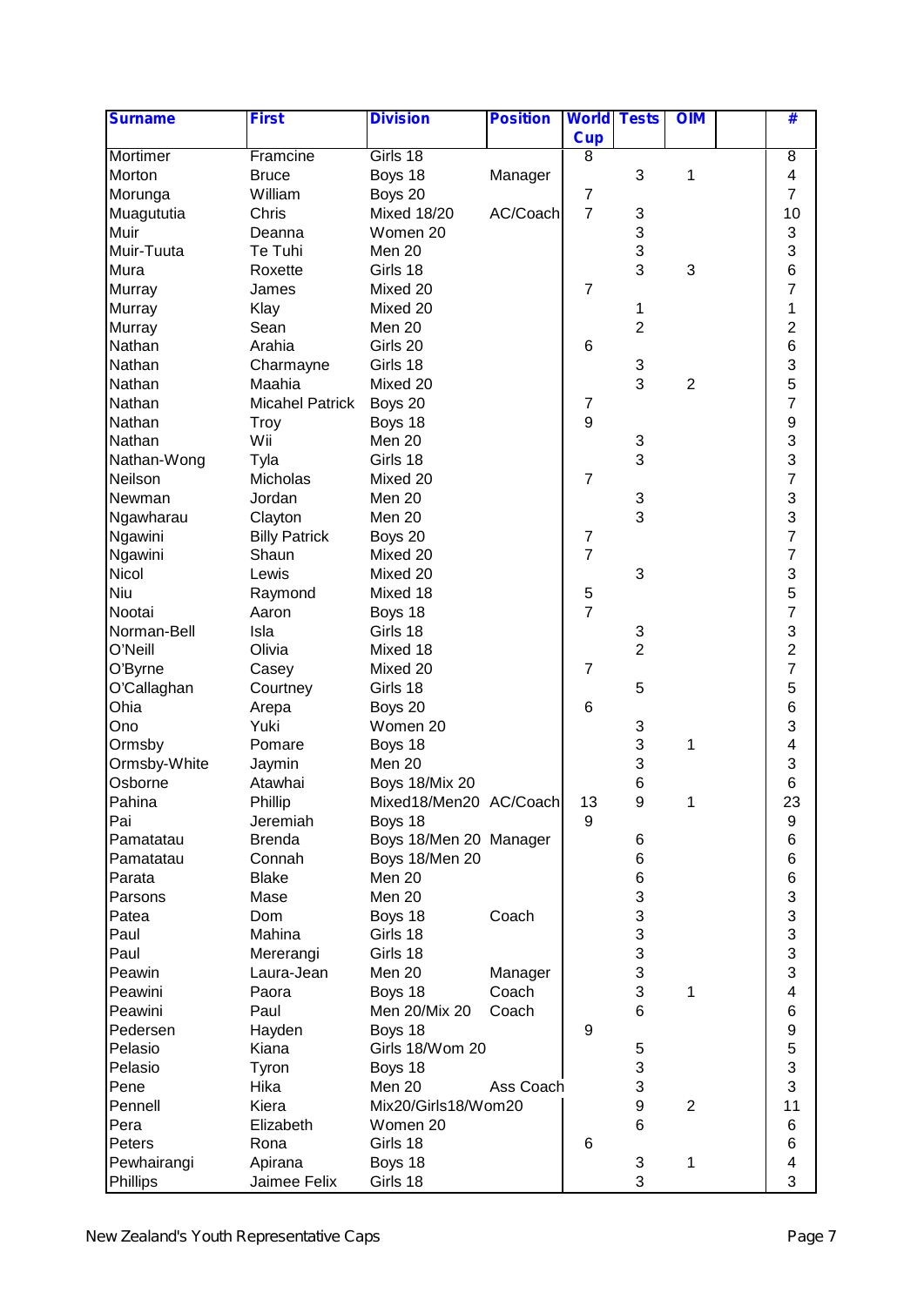| Surname | First | Division | Position | World Cup | Tests | OIM | | # |
|---|---|---|---|---|---|---|---|---|
| Mortimer | Francine | Girls 18 | | 8 | | | | 8 |
| Morton | Bruce | Boys 18 | Manager | | 3 | 1 | | 4 |
| Morunga | William | Boys 20 | | 7 | | | | 7 |
| Muagututia | Chris | Mixed 18/20 | AC/Coach | 7 | 3 | | | 10 |
| Muir | Deanna | Women 20 | | | 3 | | | 3 |
| Muir-Tuuta | Te Tuhi | Men 20 | | | 3 | | | 3 |
| Mura | Roxette | Girls 18 | | | 3 | 3 | | 6 |
| Murray | James | Mixed 20 | | 7 | | | | 7 |
| Murray | Klay | Mixed 20 | | | 1 | | | 1 |
| Murray | Sean | Men 20 | | | 2 | | | 2 |
| Nathan | Arahia | Girls 20 | | 6 | | | | 6 |
| Nathan | Charmayne | Girls 18 | | | 3 | | | 3 |
| Nathan | Maahia | Mixed 20 | | | 3 | 2 | | 5 |
| Nathan | Micahel Patrick | Boys 20 | | 7 | | | | 7 |
| Nathan | Troy | Boys 18 | | 9 | | | | 9 |
| Nathan | Wii | Men 20 | | | 3 | | | 3 |
| Nathan-Wong | Tyla | Girls 18 | | | 3 | | | 3 |
| Neilson | Micholas | Mixed 20 | | 7 | | | | 7 |
| Newman | Jordan | Men 20 | | | 3 | | | 3 |
| Ngawharau | Clayton | Men 20 | | | 3 | | | 3 |
| Ngawini | Billy Patrick | Boys 20 | | 7 | | | | 7 |
| Ngawini | Shaun | Mixed 20 | | 7 | | | | 7 |
| Nicol | Lewis | Mixed 20 | | | 3 | | | 3 |
| Niu | Raymond | Mixed 18 | | 5 | | | | 5 |
| Nootai | Aaron | Boys 18 | | 7 | | | | 7 |
| Norman-Bell | Isla | Girls 18 | | | 3 | | | 3 |
| O'Neill | Olivia | Mixed 18 | | | 2 | | | 2 |
| O'Byrne | Casey | Mixed 20 | | 7 | | | | 7 |
| O'Callaghan | Courtney | Girls 18 | | | 5 | | | 5 |
| Ohia | Arepa | Boys 20 | | 6 | | | | 6 |
| Ono | Yuki | Women 20 | | | 3 | | | 3 |
| Ormsby | Pomare | Boys 18 | | | 3 | 1 | | 4 |
| Ormsby-White | Jaymin | Men 20 | | | 3 | | | 3 |
| Osborne | Atawhai | Boys 18/Mix 20 | | | 6 | | | 6 |
| Pahina | Phillip | Mixed18/Men20 | AC/Coach | 13 | 9 | 1 | | 23 |
| Pai | Jeremiah | Boys 18 | | 9 | | | | 9 |
| Pamatatau | Brenda | Boys 18/Men 20 | Manager | | 6 | | | 6 |
| Pamatatau | Connah | Boys 18/Men 20 | | | 6 | | | 6 |
| Parata | Blake | Men 20 | | | 6 | | | 6 |
| Parsons | Mase | Men 20 | | | 3 | | | 3 |
| Patea | Dom | Boys 18 | Coach | | 3 | | | 3 |
| Paul | Mahina | Girls 18 | | | 3 | | | 3 |
| Paul | Mererangi | Girls 18 | | | 3 | | | 3 |
| Peawin | Laura-Jean | Men 20 | Manager | | 3 | | | 3 |
| Peawini | Paora | Boys 18 | Coach | | 3 | 1 | | 4 |
| Peawini | Paul | Men 20/Mix 20 | Coach | | 6 | | | 6 |
| Pedersen | Hayden | Boys 18 | | 9 | | | | 9 |
| Pelasio | Kiana | Girls 18/Wom 20 | | | 5 | | | 5 |
| Pelasio | Tyron | Boys 18 | | | 3 | | | 3 |
| Pene | Hika | Men 20 | Ass Coach | | 3 | | | 3 |
| Pennell | Kiera | Mix20/Girls18/Wom20 | | | 9 | 2 | | 11 |
| Pera | Elizabeth | Women 20 | | | 6 | | | 6 |
| Peters | Rona | Girls 18 | | 6 | | | | 6 |
| Pewhairangi | Apirana | Boys 18 | | | 3 | 1 | | 4 |
| Phillips | Jaimee Felix | Girls 18 | | | 3 | | | 3 |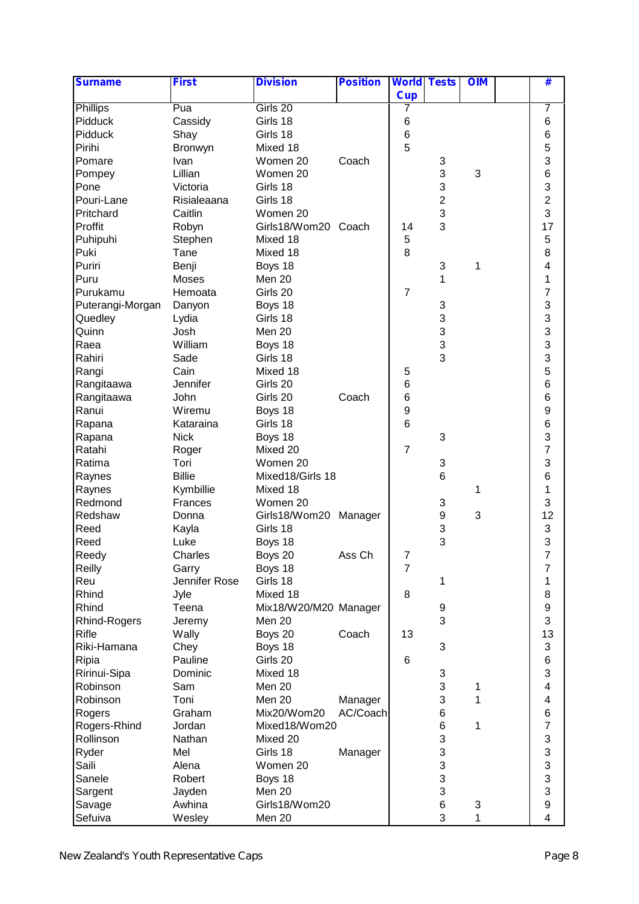| Surname | First | Division | Position | World Cup | Tests | OIM | | # |
|---|---|---|---|---|---|---|---|---|
| Phillips | Pua | Girls 20 | | 7 | | | | 7 |
| Pidduck | Cassidy | Girls 18 | | 6 | | | | 6 |
| Pidduck | Shay | Girls 18 | | 6 | | | | 6 |
| Pirihi | Bronwyn | Mixed 18 | | 5 | | | | 5 |
| Pomare | Ivan | Women 20 | Coach | | 3 | | | 3 |
| Pompey | Lillian | Women 20 | | | 3 | 3 | | 6 |
| Pone | Victoria | Girls 18 | | | 3 | | | 3 |
| Pouri-Lane | Risialeaana | Girls 18 | | | 2 | | | 2 |
| Pritchard | Caitlin | Women 20 | | | 3 | | | 3 |
| Proffit | Robyn | Girls18/Wom20 | Coach | 14 | 3 | | | 17 |
| Puhipuhi | Stephen | Mixed 18 | | 5 | | | | 5 |
| Puki | Tane | Mixed 18 | | 8 | | | | 8 |
| Puriri | Benji | Boys 18 | | | 3 | 1 | | 4 |
| Puru | Moses | Men 20 | | | 1 | | | 1 |
| Purukamu | Hemoata | Girls 20 | | 7 | | | | 7 |
| Puterangi-Morgan | Danyon | Boys 18 | | | 3 | | | 3 |
| Quedley | Lydia | Girls 18 | | | 3 | | | 3 |
| Quinn | Josh | Men 20 | | | 3 | | | 3 |
| Raea | William | Boys 18 | | | 3 | | | 3 |
| Rahiri | Sade | Girls 18 | | | 3 | | | 3 |
| Rangi | Cain | Mixed 18 | | 5 | | | | 5 |
| Rangitaawa | Jennifer | Girls 20 | | 6 | | | | 6 |
| Rangitaawa | John | Girls 20 | Coach | 6 | | | | 6 |
| Ranui | Wiremu | Boys 18 | | 9 | | | | 9 |
| Rapana | Kataraina | Girls 18 | | 6 | | | | 6 |
| Rapana | Nick | Boys 18 | | | 3 | | | 3 |
| Ratahi | Roger | Mixed 20 | | 7 | | | | 7 |
| Ratima | Tori | Women 20 | | | 3 | | | 3 |
| Raynes | Billie | Mixed18/Girls 18 | | | 6 | | | 6 |
| Raynes | Kymbillie | Mixed 18 | | | | 1 | | 1 |
| Redmond | Frances | Women 20 | | | 3 | | | 3 |
| Redshaw | Donna | Girls18/Wom20 | Manager | | 9 | 3 | | 12 |
| Reed | Kayla | Girls 18 | | | 3 | | | 3 |
| Reed | Luke | Boys 18 | | | 3 | | | 3 |
| Reedy | Charles | Boys 20 | Ass Ch | 7 | | | | 7 |
| Reilly | Garry | Boys 18 | | 7 | | | | 7 |
| Reu | Jennifer Rose | Girls 18 | | | 1 | | | 1 |
| Rhind | Jyle | Mixed 18 | | 8 | | | | 8 |
| Rhind | Teena | Mix18/W20/M20 | Manager | | 9 | | | 9 |
| Rhind-Rogers | Jeremy | Men 20 | | | 3 | | | 3 |
| Rifle | Wally | Boys 20 | Coach | 13 | | | | 13 |
| Riki-Hamana | Chey | Boys 18 | | | 3 | | | 3 |
| Ripia | Pauline | Girls 20 | | 6 | | | | 6 |
| Ririnui-Sipa | Dominic | Mixed 18 | | | 3 | | | 3 |
| Robinson | Sam | Men 20 | | | 3 | 1 | | 4 |
| Robinson | Toni | Men 20 | Manager | | 3 | 1 | | 4 |
| Rogers | Graham | Mix20/Wom20 | AC/Coach | | 6 | | | 6 |
| Rogers-Rhind | Jordan | Mixed18/Wom20 | | | 6 | 1 | | 7 |
| Rollinson | Nathan | Mixed 20 | | | 3 | | | 3 |
| Ryder | Mel | Girls 18 | Manager | | 3 | | | 3 |
| Saili | Alena | Women 20 | | | 3 | | | 3 |
| Sanele | Robert | Boys 18 | | | 3 | | | 3 |
| Sargent | Jayden | Men 20 | | | 3 | | | 3 |
| Savage | Awhina | Girls18/Wom20 | | | 6 | 3 | | 9 |
| Sefuiva | Wesley | Men 20 | | | 3 | 1 | | 4 |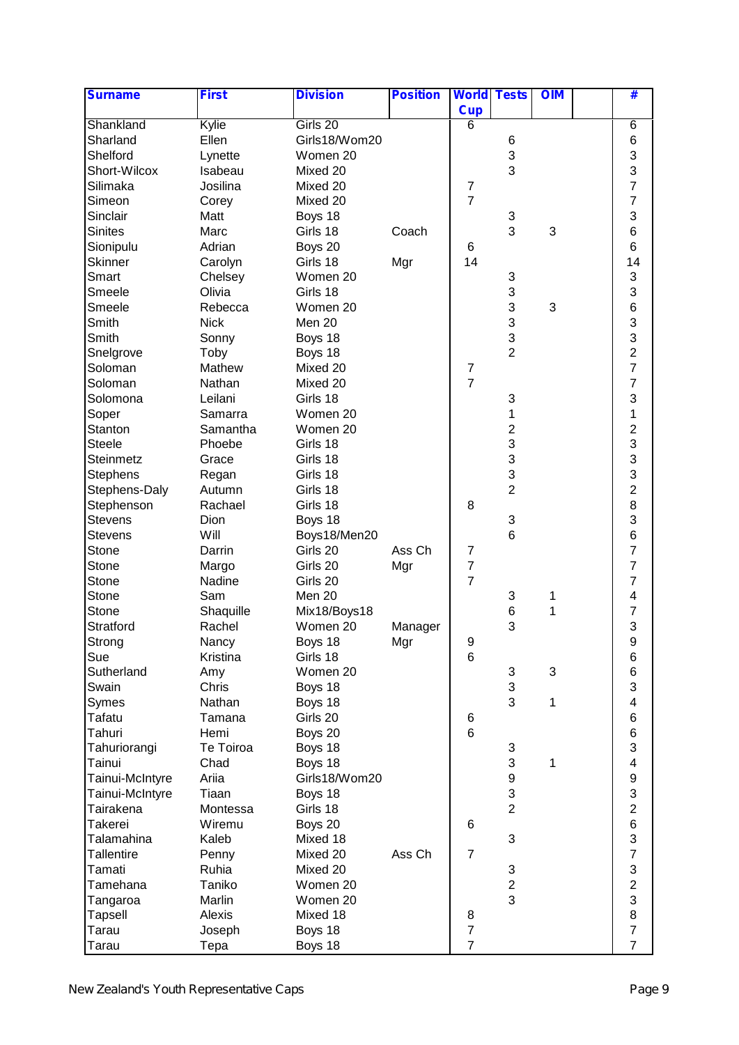| Surname | First | Division | Position | World Cup | Tests | OIM | | # |
|---|---|---|---|---|---|---|---|---|
| Shankland | Kylie | Girls 20 | | 6 | | | | 6 |
| Sharland | Ellen | Girls18/Wom20 | | | 6 | | | 6 |
| Shelford | Lynette | Women 20 | | | 3 | | | 3 |
| Short-Wilcox | Isabeau | Mixed 20 | | | 3 | | | 3 |
| Silimaka | Josilina | Mixed 20 | | 7 | | | | 7 |
| Simeon | Corey | Mixed 20 | | 7 | | | | 7 |
| Sinclair | Matt | Boys 18 | | | 3 | | | 3 |
| Sinites | Marc | Girls 18 | Coach | | 3 | 3 | | 6 |
| Sionipulu | Adrian | Boys 20 | | 6 | | | | 6 |
| Skinner | Carolyn | Girls 18 | Mgr | 14 | | | | 14 |
| Smart | Chelsey | Women 20 | | | 3 | | | 3 |
| Smeele | Olivia | Girls 18 | | | 3 | | | 3 |
| Smeele | Rebecca | Women 20 | | | 3 | 3 | | 6 |
| Smith | Nick | Men 20 | | | 3 | | | 3 |
| Smith | Sonny | Boys 18 | | | 3 | | | 3 |
| Snelgrove | Toby | Boys 18 | | | 2 | | | 2 |
| Soloman | Mathew | Mixed 20 | | 7 | | | | 7 |
| Soloman | Nathan | Mixed 20 | | 7 | | | | 7 |
| Solomona | Leilani | Girls 18 | | | 3 | | | 3 |
| Soper | Samarra | Women 20 | | | 1 | | | 1 |
| Stanton | Samantha | Women 20 | | | 2 | | | 2 |
| Steele | Phoebe | Girls 18 | | | 3 | | | 3 |
| Steinmetz | Grace | Girls 18 | | | 3 | | | 3 |
| Stephens | Regan | Girls 18 | | | 3 | | | 3 |
| Stephens-Daly | Autumn | Girls 18 | | | 2 | | | 2 |
| Stephenson | Rachael | Girls 18 | | 8 | | | | 8 |
| Stevens | Dion | Boys 18 | | | 3 | | | 3 |
| Stevens | Will | Boys18/Men20 | | | 6 | | | 6 |
| Stone | Darrin | Girls 20 | Ass Ch | 7 | | | | 7 |
| Stone | Margo | Girls 20 | Mgr | 7 | | | | 7 |
| Stone | Nadine | Girls 20 | | 7 | | | | 7 |
| Stone | Sam | Men 20 | | | 3 | 1 | | 4 |
| Stone | Shaquille | Mix18/Boys18 | | | 6 | 1 | | 7 |
| Stratford | Rachel | Women 20 | Manager | | 3 | | | 3 |
| Strong | Nancy | Boys 18 | Mgr | 9 | | | | 9 |
| Sue | Kristina | Girls 18 | | 6 | | | | 6 |
| Sutherland | Amy | Women 20 | | | 3 | 3 | | 6 |
| Swain | Chris | Boys 18 | | | 3 | | | 3 |
| Symes | Nathan | Boys 18 | | | 3 | 1 | | 4 |
| Tafatu | Tamana | Girls 20 | | 6 | | | | 6 |
| Tahuri | Hemi | Boys 20 | | 6 | | | | 6 |
| Tahuriorangi | Te Toiroa | Boys 18 | | | 3 | | | 3 |
| Tainui | Chad | Boys 18 | | | 3 | 1 | | 4 |
| Tainui-McIntyre | Ariia | Girls18/Wom20 | | | 9 | | | 9 |
| Tainui-McIntyre | Tiaan | Boys 18 | | | 3 | | | 3 |
| Tairakena | Montessa | Girls 18 | | | 2 | | | 2 |
| Takerei | Wiremu | Boys 20 | | 6 | | | | 6 |
| Talamahina | Kaleb | Mixed 18 | | | 3 | | | 3 |
| Tallentire | Penny | Mixed 20 | Ass Ch | 7 | | | | 7 |
| Tamati | Ruhia | Mixed 20 | | | 3 | | | 3 |
| Tamehana | Taniko | Women 20 | | | 2 | | | 2 |
| Tangaroa | Marlin | Women 20 | | | 3 | | | 3 |
| Tapsell | Alexis | Mixed 18 | | 8 | | | | 8 |
| Tarau | Joseph | Boys 18 | | 7 | | | | 7 |
| Tarau | Tepa | Boys 18 | | 7 | | | | 7 |

New Zealand's Youth Representative Caps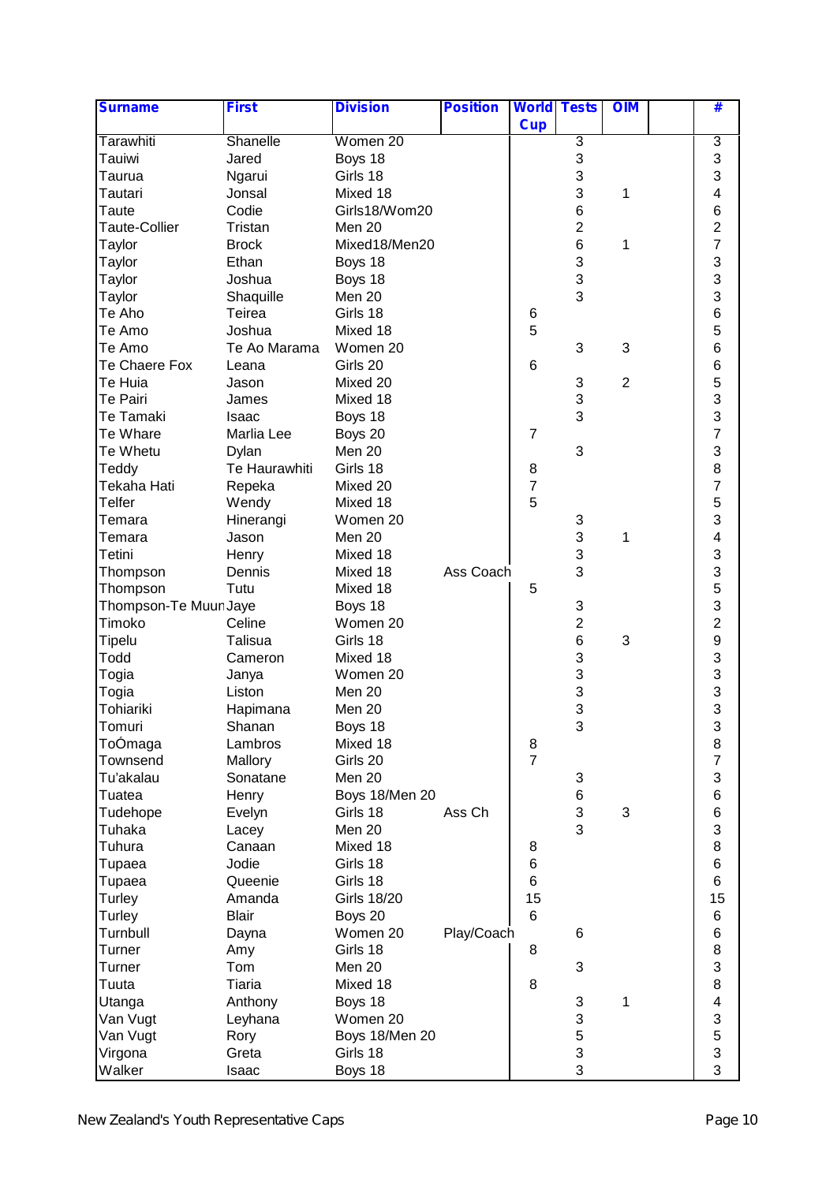| Surname | First | Division | Position | World Cup | Tests | OIM | | # |
|---|---|---|---|---|---|---|---|---|
| Tarawhiti | Shanelle | Women 20 | | | 3 | | | 3 |
| Tauiwi | Jared | Boys 18 | | | 3 | | | 3 |
| Taurua | Ngarui | Girls 18 | | | 3 | | | 3 |
| Tautari | Jonsal | Mixed 18 | | | 3 | 1 | | 4 |
| Taute | Codie | Girls18/Wom20 | | | 6 | | | 6 |
| Taute-Collier | Tristan | Men 20 | | | 2 | | | 2 |
| Taylor | Brock | Mixed18/Men20 | | | 6 | 1 | | 7 |
| Taylor | Ethan | Boys 18 | | | 3 | | | 3 |
| Taylor | Joshua | Boys 18 | | | 3 | | | 3 |
| Taylor | Shaquille | Men 20 | | | 3 | | | 3 |
| Te Aho | Teirea | Girls 18 | | 6 | | | | 6 |
| Te Amo | Joshua | Mixed 18 | | 5 | | | | 5 |
| Te Amo | Te Ao Marama | Women 20 | | | 3 | 3 | | 6 |
| Te Chaere Fox | Leana | Girls 20 | | 6 | | | | 6 |
| Te Huia | Jason | Mixed 20 | | | 3 | 2 | | 5 |
| Te Pairi | James | Mixed 18 | | | 3 | | | 3 |
| Te Tamaki | Isaac | Boys 18 | | | 3 | | | 3 |
| Te Whare | Marlia Lee | Boys 20 | | 7 | | | | 7 |
| Te Whetu | Dylan | Men 20 | | | 3 | | | 3 |
| Teddy | Te Haurawhiti | Girls 18 | | 8 | | | | 8 |
| Tekaha Hati | Repeka | Mixed 20 | | 7 | | | | 7 |
| Telfer | Wendy | Mixed 18 | | 5 | | | | 5 |
| Temara | Hinerangi | Women 20 | | | 3 | | | 3 |
| Temara | Jason | Men 20 | | | 3 | 1 | | 4 |
| Tetini | Henry | Mixed 18 | | | 3 | | | 3 |
| Thompson | Dennis | Mixed 18 | Ass Coach | | 3 | | | 3 |
| Thompson | Tutu | Mixed 18 | | 5 | | | | 5 |
| Thompson-Te Muun | Jaye | Boys 18 | | | 3 | | | 3 |
| Timoko | Celine | Women 20 | | | 2 | | | 2 |
| Tipelu | Talisua | Girls 18 | | | 6 | 3 | | 9 |
| Todd | Cameron | Mixed 18 | | | 3 | | | 3 |
| Togia | Janya | Women 20 | | | 3 | | | 3 |
| Togia | Liston | Men 20 | | | 3 | | | 3 |
| Tohiariki | Hapimana | Men 20 | | | 3 | | | 3 |
| Tomuri | Shanan | Boys 18 | | | 3 | | | 3 |
| ToÓmaga | Lambros | Mixed 18 | | 8 | | | | 8 |
| Townsend | Mallory | Girls 20 | | 7 | | | | 7 |
| Tu'akalau | Sonatane | Men 20 | | | 3 | | | 3 |
| Tuatea | Henry | Boys 18/Men 20 | | | 6 | | | 6 |
| Tudehope | Evelyn | Girls 18 | Ass Ch | | 3 | 3 | | 6 |
| Tuhaka | Lacey | Men 20 | | | 3 | | | 3 |
| Tuhura | Canaan | Mixed 18 | | 8 | | | | 8 |
| Tupaea | Jodie | Girls 18 | | 6 | | | | 6 |
| Tupaea | Queenie | Girls 18 | | 6 | | | | 6 |
| Turley | Amanda | Girls 18/20 | | 15 | | | | 15 |
| Turley | Blair | Boys 20 | | 6 | | | | 6 |
| Turnbull | Dayna | Women 20 | Play/Coach | | 6 | | | 6 |
| Turner | Amy | Girls 18 | | 8 | | | | 8 |
| Turner | Tom | Men 20 | | | 3 | | | 3 |
| Tuuta | Tiaria | Mixed 18 | | 8 | | | | 8 |
| Utanga | Anthony | Boys 18 | | | 3 | 1 | | 4 |
| Van Vugt | Leyhana | Women 20 | | | 3 | | | 3 |
| Van Vugt | Rory | Boys 18/Men 20 | | | 5 | | | 5 |
| Virgona | Greta | Girls 18 | | | 3 | | | 3 |
| Walker | Isaac | Boys 18 | | | 3 | | | 3 |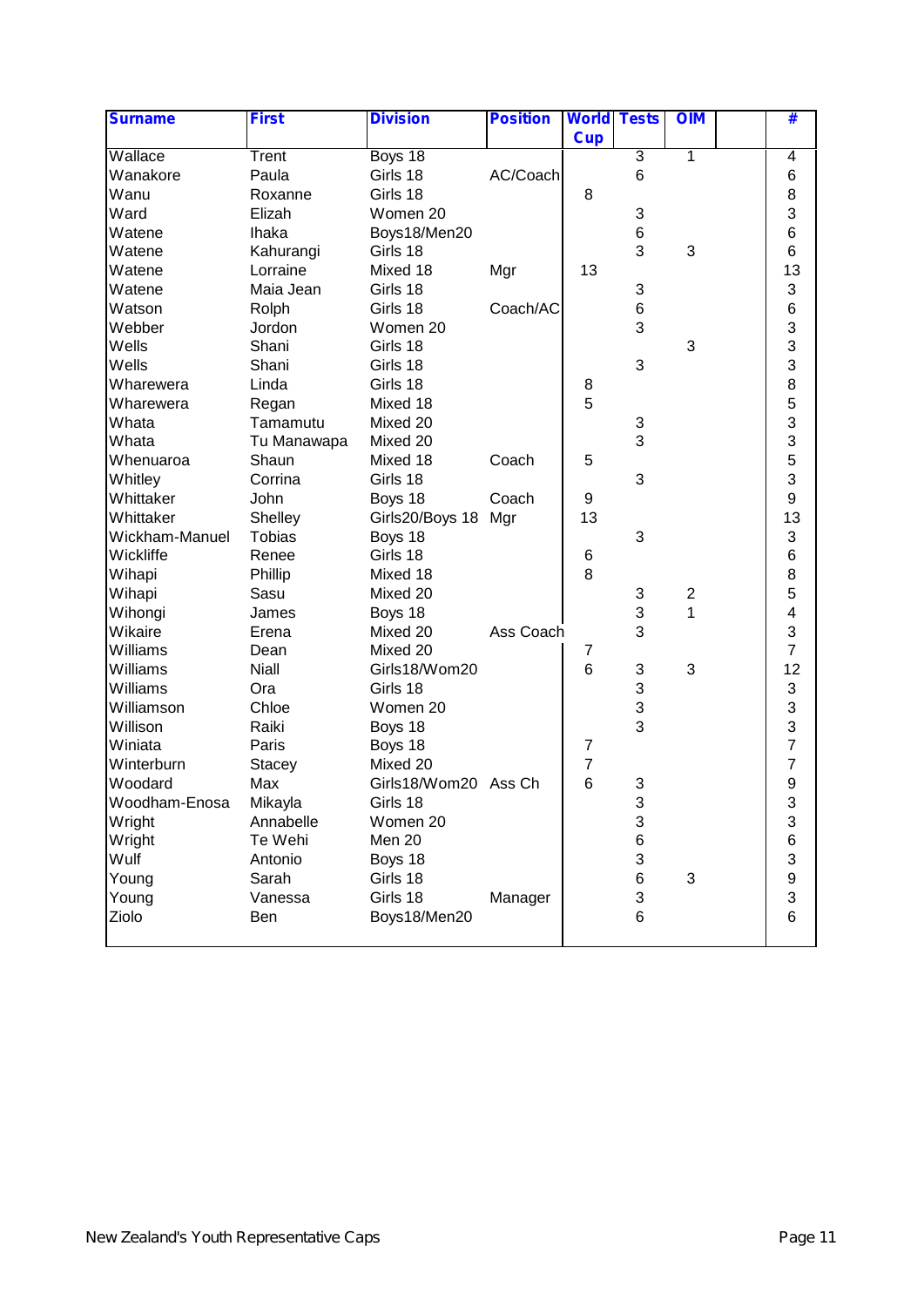| Surname | First | Division | Position | World Cup | Tests | OIM | | # |
|---|---|---|---|---|---|---|---|---|
| Wallace | Trent | Boys 18 | | | 3 | 1 | | 4 |
| Wanakore | Paula | Girls 18 | AC/Coach | | 6 | | | 6 |
| Wanu | Roxanne | Girls 18 | | 8 | | | | 8 |
| Ward | Elizah | Women 20 | | | 3 | | | 3 |
| Watene | Ihaka | Boys18/Men20 | | | 6 | | | 6 |
| Watene | Kahurangi | Girls 18 | | | 3 | 3 | | 6 |
| Watene | Lorraine | Mixed 18 | Mgr | 13 | | | | 13 |
| Watene | Maia Jean | Girls 18 | | | 3 | | | 3 |
| Watson | Rolph | Girls 18 | Coach/AC | | 6 | | | 6 |
| Webber | Jordon | Women 20 | | | 3 | | | 3 |
| Wells | Shani | Girls 18 | | | | 3 | | 3 |
| Wells | Shani | Girls 18 | | | 3 | | | 3 |
| Wharewera | Linda | Girls 18 | | 8 | | | | 8 |
| Wharewera | Regan | Mixed 18 | | 5 | | | | 5 |
| Whata | Tamamutu | Mixed 20 | | | 3 | | | 3 |
| Whata | Tu Manawapa | Mixed 20 | | | 3 | | | 3 |
| Whenuaroa | Shaun | Mixed 18 | Coach | 5 | | | | 5 |
| Whitley | Corrina | Girls 18 | | | 3 | | | 3 |
| Whittaker | John | Boys 18 | Coach | 9 | | | | 9 |
| Whittaker | Shelley | Girls20/Boys 18 | Mgr | 13 | | | | 13 |
| Wickham-Manuel | Tobias | Boys 18 | | | 3 | | | 3 |
| Wickliffe | Renee | Girls 18 | | 6 | | | | 6 |
| Wihapi | Phillip | Mixed 18 | | 8 | | | | 8 |
| Wihapi | Sasu | Mixed 20 | | | 3 | 2 | | 5 |
| Wihongi | James | Boys 18 | | | 3 | 1 | | 4 |
| Wikaire | Erena | Mixed 20 | Ass Coach | | 3 | | | 3 |
| Williams | Dean | Mixed 20 | | 7 | | | | 7 |
| Williams | Niall | Girls18/Wom20 | | 6 | 3 | 3 | | 12 |
| Williams | Ora | Girls 18 | | | 3 | | | 3 |
| Williamson | Chloe | Women 20 | | | 3 | | | 3 |
| Willison | Raiki | Boys 18 | | | 3 | | | 3 |
| Winiata | Paris | Boys 18 | | 7 | | | | 7 |
| Winterburn | Stacey | Mixed 20 | | 7 | | | | 7 |
| Woodard | Max | Girls18/Wom20 | Ass Ch | 6 | 3 | | | 9 |
| Woodham-Enosa | Mikayla | Girls 18 | | | 3 | | | 3 |
| Wright | Annabelle | Women 20 | | | 3 | | | 3 |
| Wright | Te Wehi | Men 20 | | | 6 | | | 6 |
| Wulf | Antonio | Boys 18 | | | 3 | | | 3 |
| Young | Sarah | Girls 18 | | | 6 | 3 | | 9 |
| Young | Vanessa | Girls 18 | Manager | | 3 | | | 3 |
| Ziolo | Ben | Boys18/Men20 | | | 6 | | | 6 |

New Zealand's Youth Representative Caps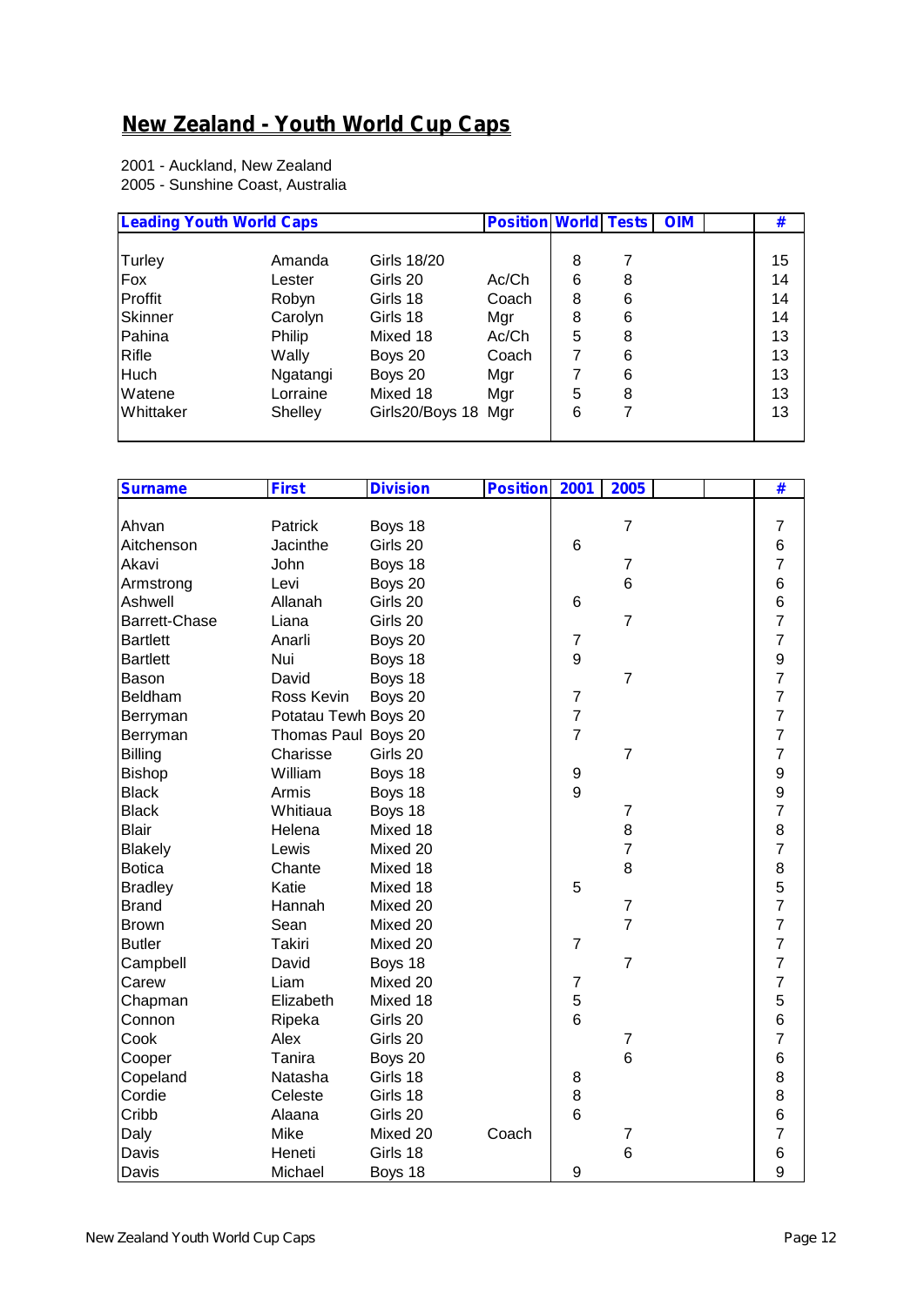# New Zealand - Youth World Cup Caps

2001 - Auckland, New Zealand
2005 - Sunshine Coast, Australia

| Leading Youth World Caps | | | Position | World | Tests | OIM | | # |
|---|---|---|---|---|---|---|---|---|
| Turley | Amanda | Girls 18/20 | | 8 | 7 | | | 15 |
| Fox | Lester | Girls 20 | Ac/Ch | 6 | 8 | | | 14 |
| Proffit | Robyn | Girls 18 | Coach | 8 | 6 | | | 14 |
| Skinner | Carolyn | Girls 18 | Mgr | 8 | 6 | | | 14 |
| Pahina | Philip | Mixed 18 | Ac/Ch | 5 | 8 | | | 13 |
| Rifle | Wally | Boys 20 | Coach | 7 | 6 | | | 13 |
| Huch | Ngatangi | Boys 20 | Mgr | 7 | 6 | | | 13 |
| Watene | Lorraine | Mixed 18 | Mgr | 5 | 8 | | | 13 |
| Whittaker | Shelley | Girls20/Boys 18 | Mgr | 6 | 7 | | | 13 |

| Surname | First | Division | Position | 2001 | 2005 | | | # |
|---|---|---|---|---|---|---|---|---|
| Ahvan | Patrick | Boys 18 | | | 7 | | | 7 |
| Aitchenson | Jacinthe | Girls 20 | | 6 | | | | 6 |
| Akavi | John | Boys 18 | | | 7 | | | 7 |
| Armstrong | Levi | Boys 20 | | | 6 | | | 6 |
| Ashwell | Allanah | Girls 20 | | 6 | | | | 6 |
| Barrett-Chase | Liana | Girls 20 | | | 7 | | | 7 |
| Bartlett | Anarli | Boys 20 | | 7 | | | | 7 |
| Bartlett | Nui | Boys 18 | | 9 | | | | 9 |
| Bason | David | Boys 18 | | | 7 | | | 7 |
| Beldham | Ross Kevin | Boys 20 | | 7 | | | | 7 |
| Berryman | Potatau Tewh | Boys 20 | | 7 | | | | 7 |
| Berryman | Thomas Paul | Boys 20 | | 7 | | | | 7 |
| Billing | Charisse | Girls 20 | | | 7 | | | 7 |
| Bishop | William | Boys 18 | | 9 | | | | 9 |
| Black | Armis | Boys 18 | | 9 | | | | 9 |
| Black | Whitiaua | Boys 18 | | | 7 | | | 7 |
| Blair | Helena | Mixed 18 | | | 8 | | | 8 |
| Blakely | Lewis | Mixed 20 | | | 7 | | | 7 |
| Botica | Chante | Mixed 18 | | | 8 | | | 8 |
| Bradley | Katie | Mixed 18 | | 5 | | | | 5 |
| Brand | Hannah | Mixed 20 | | | 7 | | | 7 |
| Brown | Sean | Mixed 20 | | | 7 | | | 7 |
| Butler | Takiri | Mixed 20 | | 7 | | | | 7 |
| Campbell | David | Boys 18 | | | 7 | | | 7 |
| Carew | Liam | Mixed 20 | | 7 | | | | 7 |
| Chapman | Elizabeth | Mixed 18 | | 5 | | | | 5 |
| Connon | Ripeka | Girls 20 | | 6 | | | | 6 |
| Cook | Alex | Girls 20 | | | 7 | | | 7 |
| Cooper | Tanira | Boys 20 | | | 6 | | | 6 |
| Copeland | Natasha | Girls 18 | | 8 | | | | 8 |
| Cordie | Celeste | Girls 18 | | 8 | | | | 8 |
| Cribb | Alaana | Girls 20 | | 6 | | | | 6 |
| Daly | Mike | Mixed 20 | Coach | | 7 | | | 7 |
| Davis | Heneti | Girls 18 | | | 6 | | | 6 |
| Davis | Michael | Boys 18 | | 9 | | | | 9 |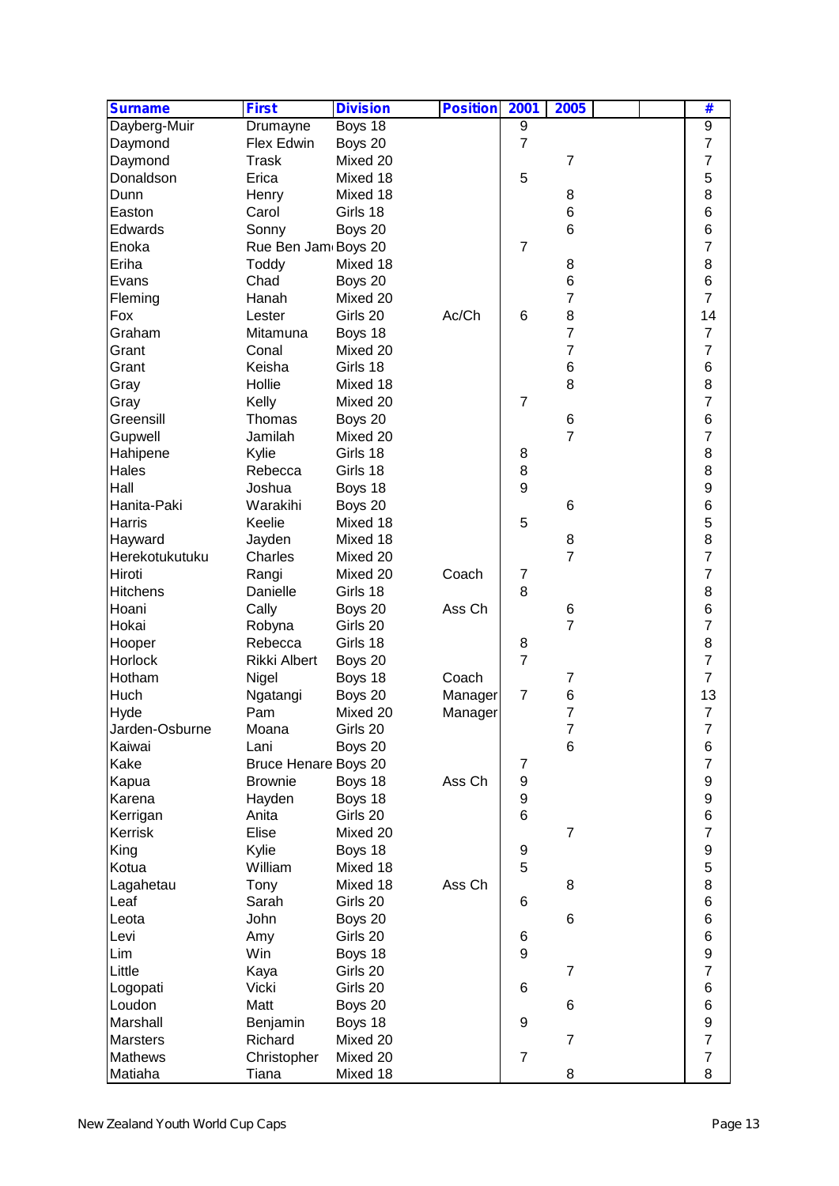| Surname | First | Division | Position | 2001 | 2005 | | | # |
|---|---|---|---|---|---|---|---|---|
| Dayberg-Muir | Drumayne | Boys 18 | | 9 | | | | 9 |
| Daymond | Flex Edwin | Boys 20 | | 7 | | | | 7 |
| Daymond | Trask | Mixed 20 | | | 7 | | | 7 |
| Donaldson | Erica | Mixed 18 | | 5 | | | | 5 |
| Dunn | Henry | Mixed 18 | | | 8 | | | 8 |
| Easton | Carol | Girls 18 | | | 6 | | | 6 |
| Edwards | Sonny | Boys 20 | | | 6 | | | 6 |
| Enoka | Rue Ben Jam | Boys 20 | | 7 | | | | 7 |
| Eriha | Toddy | Mixed 18 | | | 8 | | | 8 |
| Evans | Chad | Boys 20 | | | 6 | | | 6 |
| Fleming | Hanah | Mixed 20 | | | 7 | | | 7 |
| Fox | Lester | Girls 20 | Ac/Ch | 6 | 8 | | | 14 |
| Graham | Mitamuna | Boys 18 | | | 7 | | | 7 |
| Grant | Conal | Mixed 20 | | | 7 | | | 7 |
| Grant | Keisha | Girls 18 | | | 6 | | | 6 |
| Gray | Hollie | Mixed 18 | | | 8 | | | 8 |
| Gray | Kelly | Mixed 20 | | 7 | | | | 7 |
| Greensill | Thomas | Boys 20 | | | 6 | | | 6 |
| Gupwell | Jamilah | Mixed 20 | | | 7 | | | 7 |
| Hahipene | Kylie | Girls 18 | | 8 | | | | 8 |
| Hales | Rebecca | Girls 18 | | 8 | | | | 8 |
| Hall | Joshua | Boys 18 | | 9 | | | | 9 |
| Hanita-Paki | Warakihi | Boys 20 | | | 6 | | | 6 |
| Harris | Keelie | Mixed 18 | | 5 | | | | 5 |
| Hayward | Jayden | Mixed 18 | | | 8 | | | 8 |
| Herekotukutuku | Charles | Mixed 20 | | | 7 | | | 7 |
| Hiroti | Rangi | Mixed 20 | Coach | 7 | | | | 7 |
| Hitchens | Danielle | Girls 18 | | 8 | | | | 8 |
| Hoani | Cally | Boys 20 | Ass Ch | | 6 | | | 6 |
| Hokai | Robyna | Girls 20 | | | 7 | | | 7 |
| Hooper | Rebecca | Girls 18 | | 8 | | | | 8 |
| Horlock | Rikki Albert | Boys 20 | | 7 | | | | 7 |
| Hotham | Nigel | Boys 18 | Coach | | 7 | | | 7 |
| Huch | Ngatangi | Boys 20 | Manager | 7 | 6 | | | 13 |
| Hyde | Pam | Mixed 20 | Manager | | 7 | | | 7 |
| Jarden-Osburne | Moana | Girls 20 | | | 7 | | | 7 |
| Kaiwai | Lani | Boys 20 | | | 6 | | | 6 |
| Kake | Bruce Henare | Boys 20 | | 7 | | | | 7 |
| Kapua | Brownie | Boys 18 | Ass Ch | 9 | | | | 9 |
| Karena | Hayden | Boys 18 | | 9 | | | | 9 |
| Kerrigan | Anita | Girls 20 | | 6 | | | | 6 |
| Kerrisk | Elise | Mixed 20 | | | 7 | | | 7 |
| King | Kylie | Boys 18 | | 9 | | | | 9 |
| Kotua | William | Mixed 18 | | 5 | | | | 5 |
| Lagahetau | Tony | Mixed 18 | Ass Ch | | 8 | | | 8 |
| Leaf | Sarah | Girls 20 | | 6 | | | | 6 |
| Leota | John | Boys 20 | | | 6 | | | 6 |
| Levi | Amy | Girls 20 | | 6 | | | | 6 |
| Lim | Win | Boys 18 | | 9 | | | | 9 |
| Little | Kaya | Girls 20 | | | 7 | | | 7 |
| Logopati | Vicki | Girls 20 | | 6 | | | | 6 |
| Loudon | Matt | Boys 20 | | | 6 | | | 6 |
| Marshall | Benjamin | Boys 18 | | 9 | | | | 9 |
| Marsters | Richard | Mixed 20 | | | 7 | | | 7 |
| Mathews | Christopher | Mixed 20 | | 7 | | | | 7 |
| Matiaha | Tiana | Mixed 18 | | | 8 | | | 8 |

New Zealand Youth World Cup Caps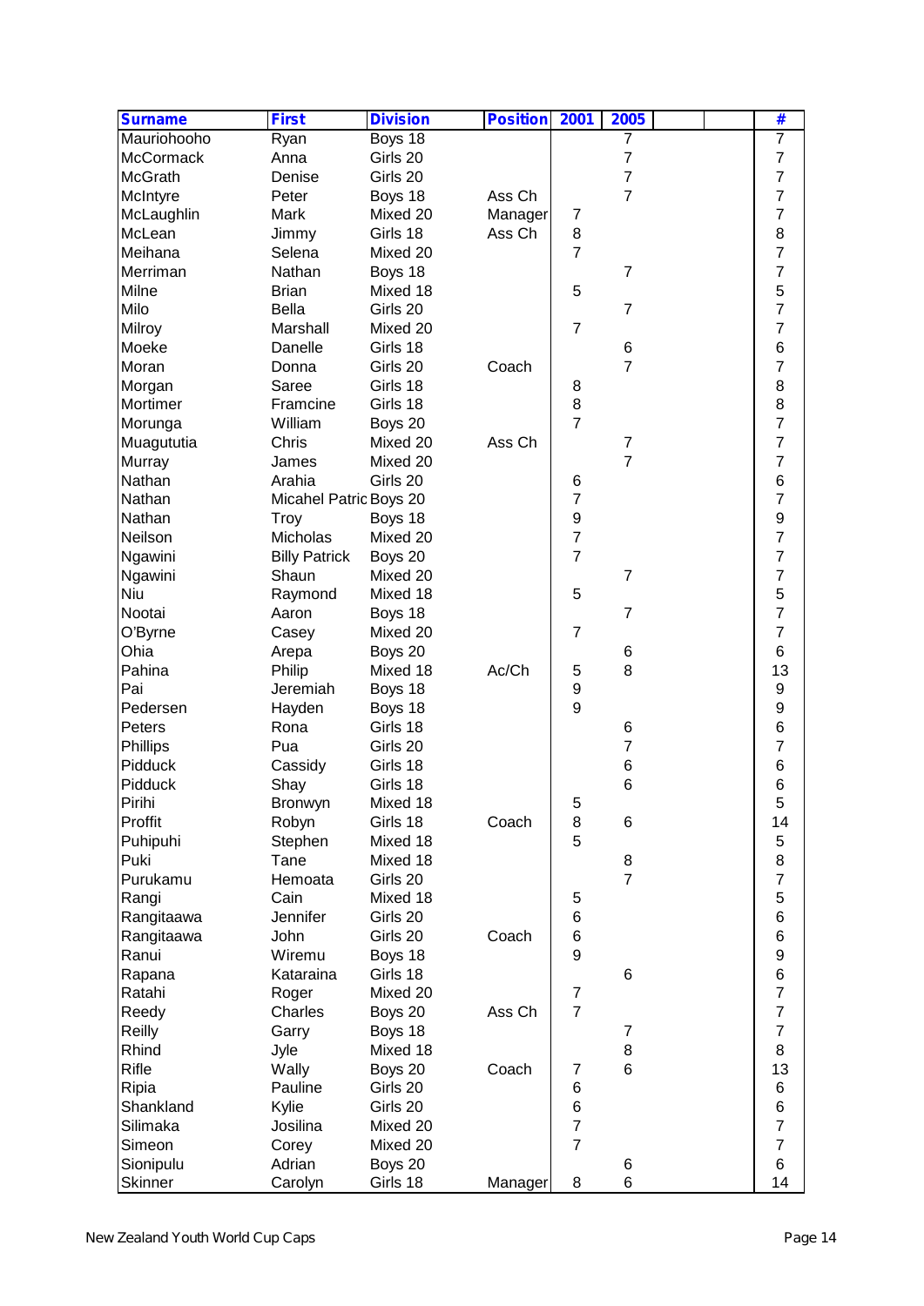| Surname | First | Division | Position | 2001 | 2005 | | | # |
|---|---|---|---|---|---|---|---|---|
| Mauriohooho | Ryan | Boys 18 | | | 7 | | | 7 |
| McCormack | Anna | Girls 20 | | | 7 | | | 7 |
| McGrath | Denise | Girls 20 | | | 7 | | | 7 |
| McIntyre | Peter | Boys 18 | Ass Ch | | 7 | | | 7 |
| McLaughlin | Mark | Mixed 20 | Manager | 7 | | | | 7 |
| McLean | Jimmy | Girls 18 | Ass Ch | 8 | | | | 8 |
| Meihana | Selena | Mixed 20 | | 7 | | | | 7 |
| Merriman | Nathan | Boys 18 | | | 7 | | | 7 |
| Milne | Brian | Mixed 18 | | 5 | | | | 5 |
| Milo | Bella | Girls 20 | | | 7 | | | 7 |
| Milroy | Marshall | Mixed 20 | | 7 | | | | 7 |
| Moeke | Danelle | Girls 18 | | | 6 | | | 6 |
| Moran | Donna | Girls 20 | Coach | | 7 | | | 7 |
| Morgan | Saree | Girls 18 | | 8 | | | | 8 |
| Mortimer | Framcine | Girls 18 | | 8 | | | | 8 |
| Morunga | William | Boys 20 | | 7 | | | | 7 |
| Muagututia | Chris | Mixed 20 | Ass Ch | | 7 | | | 7 |
| Murray | James | Mixed 20 | | | 7 | | | 7 |
| Nathan | Arahia | Girls 20 | | 6 | | | | 6 |
| Nathan | Micahel Patric | Boys 20 | | 7 | | | | 7 |
| Nathan | Troy | Boys 18 | | 9 | | | | 9 |
| Neilson | Micholas | Mixed 20 | | 7 | | | | 7 |
| Ngawini | Billy Patrick | Boys 20 | | 7 | | | | 7 |
| Ngawini | Shaun | Mixed 20 | | | 7 | | | 7 |
| Niu | Raymond | Mixed 18 | | 5 | | | | 5 |
| Nootai | Aaron | Boys 18 | | | 7 | | | 7 |
| O'Byrne | Casey | Mixed 20 | | 7 | | | | 7 |
| Ohia | Arepa | Boys 20 | | | 6 | | | 6 |
| Pahina | Philip | Mixed 18 | Ac/Ch | 5 | 8 | | | 13 |
| Pai | Jeremiah | Boys 18 | | 9 | | | | 9 |
| Pedersen | Hayden | Boys 18 | | 9 | | | | 9 |
| Peters | Rona | Girls 18 | | | 6 | | | 6 |
| Phillips | Pua | Girls 20 | | | 7 | | | 7 |
| Pidduck | Cassidy | Girls 18 | | | 6 | | | 6 |
| Pidduck | Shay | Girls 18 | | | 6 | | | 6 |
| Pirihi | Bronwyn | Mixed 18 | | 5 | | | | 5 |
| Proffit | Robyn | Girls 18 | Coach | 8 | 6 | | | 14 |
| Puhipuhi | Stephen | Mixed 18 | | 5 | | | | 5 |
| Puki | Tane | Mixed 18 | | | 8 | | | 8 |
| Purukamu | Hemoata | Girls 20 | | | 7 | | | 7 |
| Rangi | Cain | Mixed 18 | | 5 | | | | 5 |
| Rangitaawa | Jennifer | Girls 20 | | 6 | | | | 6 |
| Rangitaawa | John | Girls 20 | Coach | 6 | | | | 6 |
| Ranui | Wiremu | Boys 18 | | 9 | | | | 9 |
| Rapana | Kataraina | Girls 18 | | | 6 | | | 6 |
| Ratahi | Roger | Mixed 20 | | 7 | | | | 7 |
| Reedy | Charles | Boys 20 | Ass Ch | 7 | | | | 7 |
| Reilly | Garry | Boys 18 | | | 7 | | | 7 |
| Rhind | Jyle | Mixed 18 | | | 8 | | | 8 |
| Rifle | Wally | Boys 20 | Coach | 7 | 6 | | | 13 |
| Ripia | Pauline | Girls 20 | | 6 | | | | 6 |
| Shankland | Kylie | Girls 20 | | 6 | | | | 6 |
| Silimaka | Josilina | Mixed 20 | | 7 | | | | 7 |
| Simeon | Corey | Mixed 20 | | 7 | | | | 7 |
| Sionipulu | Adrian | Boys 20 | | | 6 | | | 6 |
| Skinner | Carolyn | Girls 18 | Manager | 8 | 6 | | | 14 |

New Zealand Youth World Cup Caps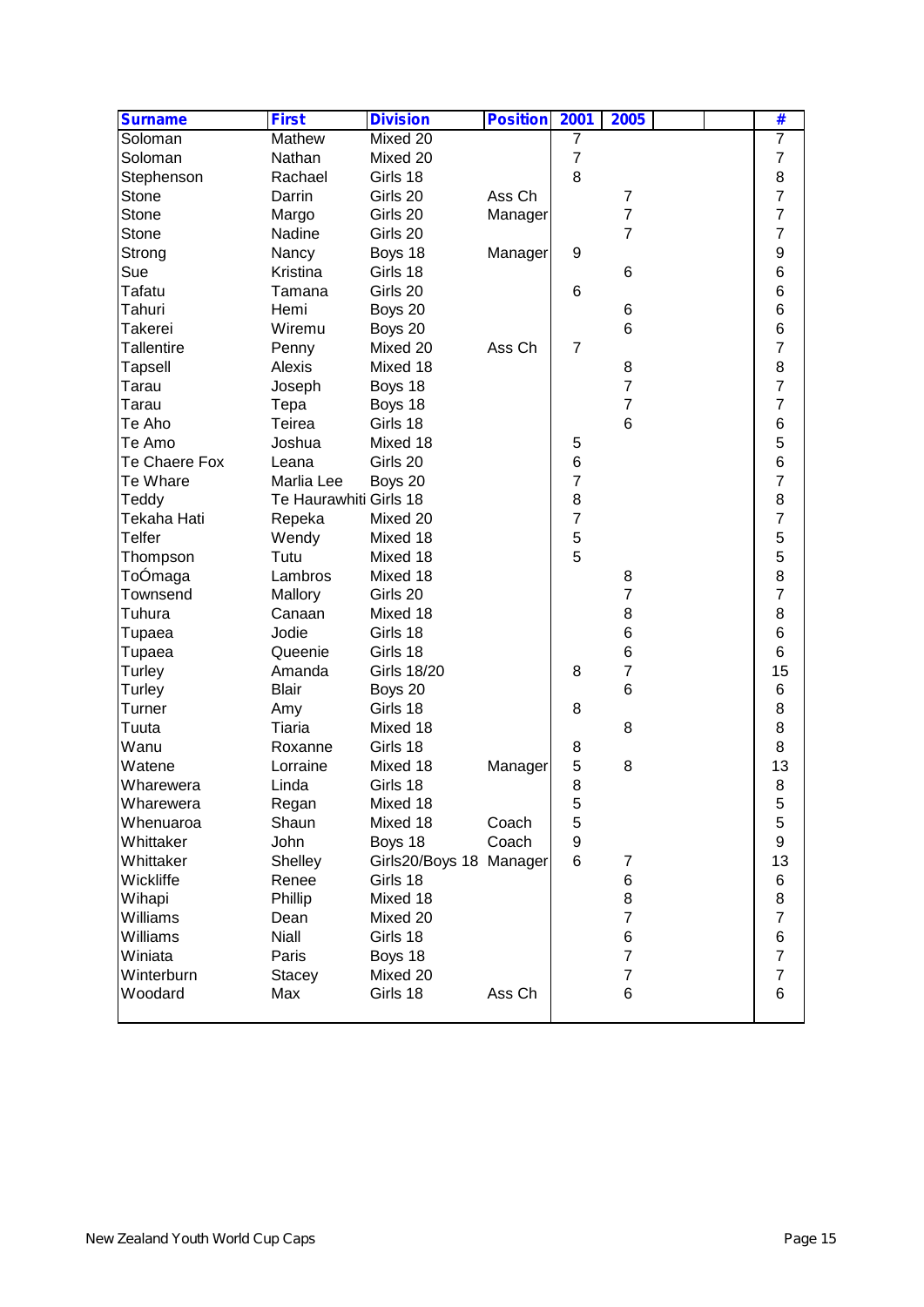| Surname | First | Division | Position | 2001 | 2005 | | | # |
|---|---|---|---|---|---|---|---|---|
| Soloman | Mathew | Mixed 20 | | 7 | | | | 7 |
| Soloman | Nathan | Mixed 20 | | 7 | | | | 7 |
| Stephenson | Rachael | Girls 18 | | 8 | | | | 8 |
| Stone | Darrin | Girls 20 | Ass Ch | | 7 | | | 7 |
| Stone | Margo | Girls 20 | Manager | | 7 | | | 7 |
| Stone | Nadine | Girls 20 | | | 7 | | | 7 |
| Strong | Nancy | Boys 18 | Manager | 9 | | | | 9 |
| Sue | Kristina | Girls 18 | | | 6 | | | 6 |
| Tafatu | Tamana | Girls 20 | | 6 | | | | 6 |
| Tahuri | Hemi | Boys 20 | | | 6 | | | 6 |
| Takerei | Wiremu | Boys 20 | | | 6 | | | 6 |
| Tallentire | Penny | Mixed 20 | Ass Ch | 7 | | | | 7 |
| Tapsell | Alexis | Mixed 18 | | | 8 | | | 8 |
| Tarau | Joseph | Boys 18 | | | 7 | | | 7 |
| Tarau | Tepa | Boys 18 | | | 7 | | | 7 |
| Te Aho | Teirea | Girls 18 | | | 6 | | | 6 |
| Te Amo | Joshua | Mixed 18 | | 5 | | | | 5 |
| Te Chaere Fox | Leana | Girls 20 | | 6 | | | | 6 |
| Te Whare | Marlia Lee | Boys 20 | | 7 | | | | 7 |
| Teddy | Te Haurawhiti | Girls 18 | | 8 | | | | 8 |
| Tekaha Hati | Repeka | Mixed 20 | | 7 | | | | 7 |
| Telfer | Wendy | Mixed 18 | | 5 | | | | 5 |
| Thompson | Tutu | Mixed 18 | | 5 | | | | 5 |
| ToÓmaga | Lambros | Mixed 18 | | | 8 | | | 8 |
| Townsend | Mallory | Girls 20 | | | 7 | | | 7 |
| Tuhura | Canaan | Mixed 18 | | | 8 | | | 8 |
| Tupaea | Jodie | Girls 18 | | | 6 | | | 6 |
| Tupaea | Queenie | Girls 18 | | | 6 | | | 6 |
| Turley | Amanda | Girls 18/20 | | 8 | 7 | | | 15 |
| Turley | Blair | Boys 20 | | | 6 | | | 6 |
| Turner | Amy | Girls 18 | | 8 | | | | 8 |
| Tuuta | Tiaria | Mixed 18 | | | 8 | | | 8 |
| Wanu | Roxanne | Girls 18 | | 8 | | | | 8 |
| Watene | Lorraine | Mixed 18 | Manager | 5 | 8 | | | 13 |
| Wharewera | Linda | Girls 18 | | 8 | | | | 8 |
| Wharewera | Regan | Mixed 18 | | 5 | | | | 5 |
| Whenuaroa | Shaun | Mixed 18 | Coach | 5 | | | | 5 |
| Whittaker | John | Boys 18 | Coach | 9 | | | | 9 |
| Whittaker | Shelley | Girls20/Boys 18 | Manager | 6 | 7 | | | 13 |
| Wickliffe | Renee | Girls 18 | | | 6 | | | 6 |
| Wihapi | Phillip | Mixed 18 | | | 8 | | | 8 |
| Williams | Dean | Mixed 20 | | | 7 | | | 7 |
| Williams | Niall | Girls 18 | | | 6 | | | 6 |
| Winiata | Paris | Boys 18 | | | 7 | | | 7 |
| Winterburn | Stacey | Mixed 20 | | | 7 | | | 7 |
| Woodard | Max | Girls 18 | Ass Ch | | 6 | | | 6 |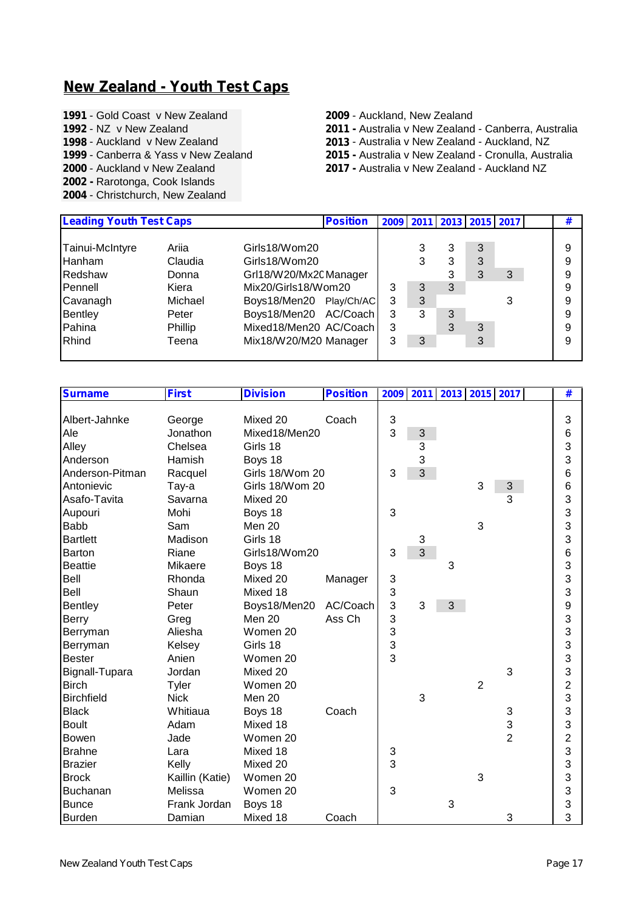## New Zealand - Youth Test Caps

**1991** - Gold Coast v New Zealand
**1992** - NZ v New Zealand
**1998** - Auckland v New Zealand
**1999** - Canberra & Yass v New Zealand
**2000** - Auckland v New Zealand
**2002 -** Rarotonga, Cook Islands
**2004** - Christchurch, New Zealand

**2009** - Auckland, New Zealand
**2011 -** Australia v New Zealand - Canberra, Australia
**2013** - Australia v New Zealand - Auckland, NZ
**2015 -** Australia v New Zealand - Cronulla, Australia
**2017 -** Australia v New Zealand - Auckland NZ

| Leading Youth Test Caps | | | Position | 2009 | 2011 | 2013 | 2015 | 2017 | | # |
|---|---|---|---|---|---|---|---|---|---|---|
| Tainui-McIntyre | Ariia | Girls18/Wom20 | | | 3 | 3 | 3 | | | 9 |
| Hanham | Claudia | Girls18/Wom20 | | | 3 | 3 | 3 | | | 9 |
| Redshaw | Donna | Grl18/W20/Mx20 | Manager | | | 3 | 3 | 3 | | 9 |
| Pennell | Kiera | Mix20/Girls18/Wom20 | | 3 | 3 | 3 | | | | 9 |
| Cavanagh | Michael | Boys18/Men20 | Play/Ch/AC | 3 | 3 | | | 3 | | 9 |
| Bentley | Peter | Boys18/Men20 | AC/Coach | 3 | 3 | 3 | | | | 9 |
| Pahina | Phillip | Mixed18/Men20 | AC/Coach | 3 | | 3 | 3 | | | 9 |
| Rhind | Teena | Mix18/W20/M20 | Manager | 3 | 3 | | 3 | | | 9 |

| Surname | First | Division | Position | 2009 | 2011 | 2013 | 2015 | 2017 | | # |
|---|---|---|---|---|---|---|---|---|---|---|
| Albert-Jahnke | George | Mixed 20 | Coach | 3 | | | | | | 3 |
| Ale | Jonathon | Mixed18/Men20 | | 3 | 3 | | | | | 6 |
| Alley | Chelsea | Girls 18 | | | 3 | | | | | 3 |
| Anderson | Hamish | Boys 18 | | | 3 | | | | | 3 |
| Anderson-Pitman | Racquel | Girls 18/Wom 20 | | 3 | 3 | | | | | 6 |
| Antonievic | Tay-a | Girls 18/Wom 20 | | | | | 3 | 3 | | 6 |
| Asafo-Tavita | Savarna | Mixed 20 | | | | | | 3 | | 3 |
| Aupouri | Mohi | Boys 18 | | 3 | | | | | | 3 |
| Babb | Sam | Men 20 | | | | | 3 | | | 3 |
| Bartlett | Madison | Girls 18 | | | 3 | | | | | 3 |
| Barton | Riane | Girls18/Wom20 | | 3 | 3 | | | | | 6 |
| Beattie | Mikaere | Boys 18 | | | | 3 | | | | 3 |
| Bell | Rhonda | Mixed 20 | Manager | 3 | | | | | | 3 |
| Bell | Shaun | Mixed 18 | | 3 | | | | | | 3 |
| Bentley | Peter | Boys18/Men20 | AC/Coach | 3 | 3 | 3 | | | | 9 |
| Berry | Greg | Men 20 | Ass Ch | 3 | | | | | | 3 |
| Berryman | Aliesha | Women 20 | | 3 | | | | | | 3 |
| Berryman | Kelsey | Girls 18 | | 3 | | | | | | 3 |
| Bester | Anien | Women 20 | | 3 | | | | | | 3 |
| Bignall-Tupara | Jordan | Mixed 20 | | | | | | 3 | | 3 |
| Birch | Tyler | Women 20 | | | | | 2 | | | 2 |
| Birchfield | Nick | Men 20 | | | 3 | | | | | 3 |
| Black | Whitiaua | Boys 18 | Coach | | | | | 3 | | 3 |
| Boult | Adam | Mixed 18 | | | | | | 3 | | 3 |
| Bowen | Jade | Women 20 | | | | | | 2 | | 2 |
| Brahne | Lara | Mixed 18 | | 3 | | | | | | 3 |
| Brazier | Kelly | Mixed 20 | | 3 | | | | | | 3 |
| Brock | Kaillin (Katie) | Women 20 | | | | | 3 | | | 3 |
| Buchanan | Melissa | Women 20 | | 3 | | | | | | 3 |
| Bunce | Frank Jordan | Boys 18 | | | | 3 | | | | 3 |
| Burden | Damian | Mixed 18 | Coach | | | | | 3 | | 3 |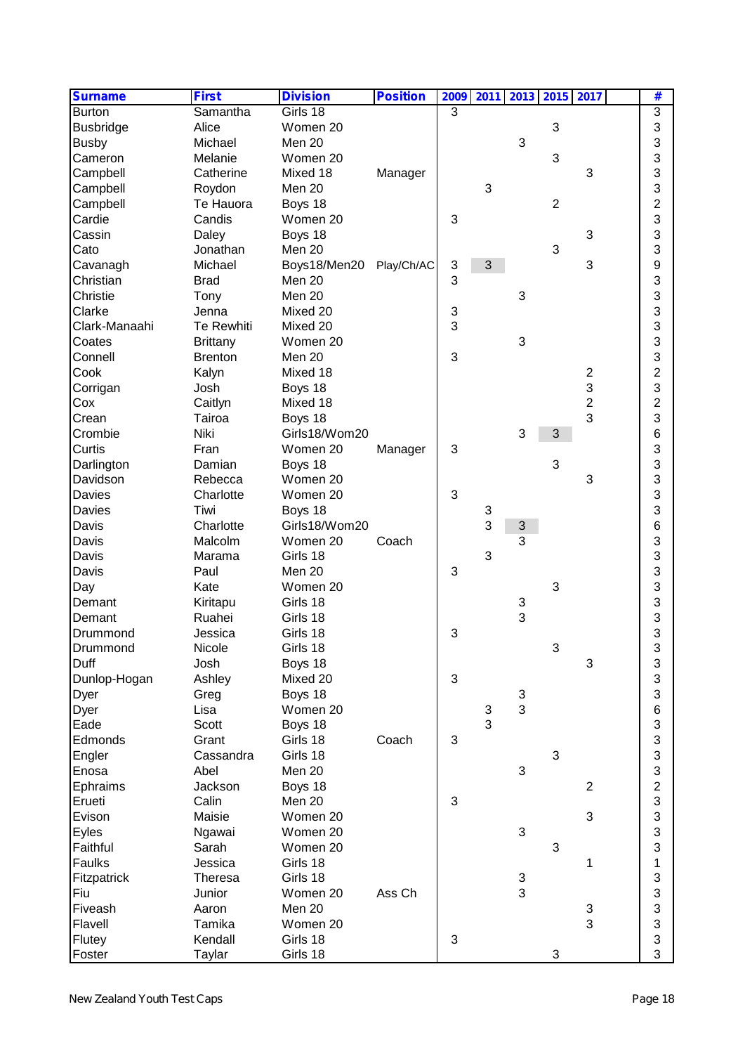| Surname | First | Division | Position | 2009 | 2011 | 2013 | 2015 | 2017 | | # |
|---|---|---|---|---|---|---|---|---|---|---|
| Burton | Samantha | Girls 18 | | 3 | | | | | | 3 |
| Busbridge | Alice | Women 20 | | | | | 3 | | | 3 |
| Busby | Michael | Men 20 | | | | 3 | | | | 3 |
| Cameron | Melanie | Women 20 | | | | | 3 | | | 3 |
| Campbell | Catherine | Mixed 18 | Manager | | | | | 3 | | 3 |
| Campbell | Roydon | Men 20 | | | 3 | | | | | 3 |
| Campbell | Te Hauora | Boys 18 | | | | | 2 | | | 2 |
| Cardie | Candis | Women 20 | | 3 | | | | | | 3 |
| Cassin | Daley | Boys 18 | | | | | | 3 | | 3 |
| Cato | Jonathan | Men 20 | | | | | 3 | | | 3 |
| Cavanagh | Michael | Boys18/Men20 | Play/Ch/AC | 3 | 3 | | | 3 | | 9 |
| Christian | Brad | Men 20 | | 3 | | | | | | 3 |
| Christie | Tony | Men 20 | | | | 3 | | | | 3 |
| Clarke | Jenna | Mixed 20 | | 3 | | | | | | 3 |
| Clark-Manaahi | Te Rewhiti | Mixed 20 | | 3 | | | | | | 3 |
| Coates | Brittany | Women 20 | | | | 3 | | | | 3 |
| Connell | Brenton | Men 20 | | 3 | | | | | | 3 |
| Cook | Kalyn | Mixed 18 | | | | | | 2 | | 2 |
| Corrigan | Josh | Boys 18 | | | | | | 3 | | 3 |
| Cox | Caitlyn | Mixed 18 | | | | | | 2 | | 2 |
| Crean | Tairoa | Boys 18 | | | | | | 3 | | 3 |
| Crombie | Niki | Girls18/Wom20 | | | | 3 | 3 | | | 6 |
| Curtis | Fran | Women 20 | Manager | 3 | | | | | | 3 |
| Darlington | Damian | Boys 18 | | | | | 3 | | | 3 |
| Davidson | Rebecca | Women 20 | | | | | | 3 | | 3 |
| Davies | Charlotte | Women 20 | | 3 | | | | | | 3 |
| Davies | Tiwi | Boys 18 | | | 3 | | | | | 3 |
| Davis | Charlotte | Girls18/Wom20 | | | 3 | 3 | | | | 6 |
| Davis | Malcolm | Women 20 | Coach | | | 3 | | | | 3 |
| Davis | Marama | Girls 18 | | | 3 | | | | | 3 |
| Davis | Paul | Men 20 | | 3 | | | | | | 3 |
| Day | Kate | Women 20 | | | | | 3 | | | 3 |
| Demant | Kiritapu | Girls 18 | | | | 3 | | | | 3 |
| Demant | Ruahei | Girls 18 | | | | 3 | | | | 3 |
| Drummond | Jessica | Girls 18 | | 3 | | | | | | 3 |
| Drummond | Nicole | Girls 18 | | | | | 3 | | | 3 |
| Duff | Josh | Boys 18 | | | | | | 3 | | 3 |
| Dunlop-Hogan | Ashley | Mixed 20 | | 3 | | | | | | 3 |
| Dyer | Greg | Boys 18 | | | | 3 | | | | 3 |
| Dyer | Lisa | Women 20 | | | 3 | 3 | | | | 6 |
| Eade | Scott | Boys 18 | | | 3 | | | | | 3 |
| Edmonds | Grant | Girls 18 | Coach | 3 | | | | | | 3 |
| Engler | Cassandra | Girls 18 | | | | | 3 | | | 3 |
| Enosa | Abel | Men 20 | | | | 3 | | | | 3 |
| Ephraims | Jackson | Boys 18 | | | | | | 2 | | 2 |
| Erueti | Calin | Men 20 | | 3 | | | | | | 3 |
| Evison | Maisie | Women 20 | | | | | | 3 | | 3 |
| Eyles | Ngawai | Women 20 | | | | 3 | | | | 3 |
| Faithful | Sarah | Women 20 | | | | | 3 | | | 3 |
| Faulks | Jessica | Girls 18 | | | | | | 1 | | 1 |
| Fitzpatrick | Theresa | Girls 18 | | | | 3 | | | | 3 |
| Fiu | Junior | Women 20 | Ass Ch | | | 3 | | | | 3 |
| Fiveash | Aaron | Men 20 | | | | | | 3 | | 3 |
| Flavell | Tamika | Women 20 | | | | | | 3 | | 3 |
| Flutey | Kendall | Girls 18 | | 3 | | | | | | 3 |
| Foster | Taylar | Girls 18 | | | | | 3 | | | 3 |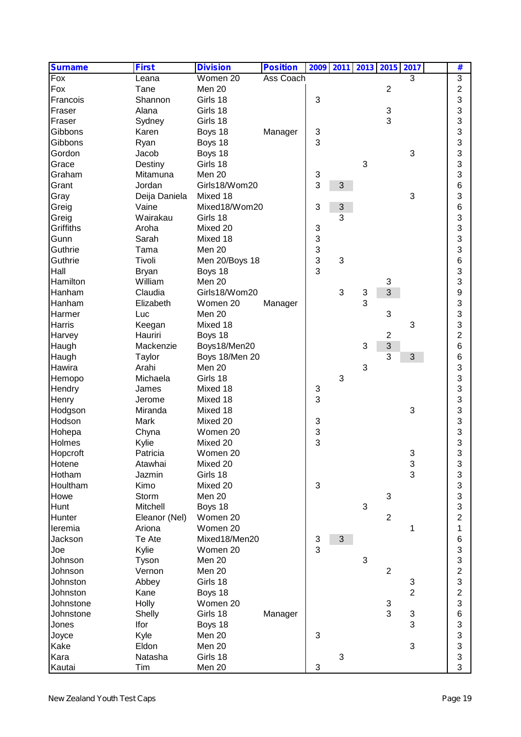| Surname | First | Division | Position | 2009 | 2011 | 2013 | 2015 | 2017 | | # |
|---|---|---|---|---|---|---|---|---|---|---|
| Fox | Leana | Women 20 | Ass Coach | | | | | 3 | | 3 |
| Fox | Tane | Men 20 | | | | | 2 | | | 2 |
| Francois | Shannon | Girls 18 | | 3 | | | | | | 3 |
| Fraser | Alana | Girls 18 | | | | | 3 | | | 3 |
| Fraser | Sydney | Girls 18 | | | | | 3 | | | 3 |
| Gibbons | Karen | Boys 18 | Manager | 3 | | | | | | 3 |
| Gibbons | Ryan | Boys 18 | | 3 | | | | | | 3 |
| Gordon | Jacob | Boys 18 | | | | | | 3 | | 3 |
| Grace | Destiny | Girls 18 | | | | 3 | | | | 3 |
| Graham | Mitamuna | Men 20 | | 3 | | | | | | 3 |
| Grant | Jordan | Girls18/Wom20 | | 3 | 3 | | | | | 6 |
| Gray | Deija Daniela | Mixed 18 | | | | | | 3 | | 3 |
| Greig | Vaine | Mixed18/Wom20 | | 3 | 3 | | | | | 6 |
| Greig | Wairakau | Girls 18 | | | 3 | | | | | 3 |
| Griffiths | Aroha | Mixed 20 | | 3 | | | | | | 3 |
| Gunn | Sarah | Mixed 18 | | 3 | | | | | | 3 |
| Guthrie | Tama | Men 20 | | 3 | | | | | | 3 |
| Guthrie | Tivoli | Men 20/Boys 18 | | 3 | 3 | | | | | 6 |
| Hall | Bryan | Boys 18 | | 3 | | | | | | 3 |
| Hamilton | William | Men 20 | | | | | 3 | | | 3 |
| Hanham | Claudia | Girls18/Wom20 | | | 3 | 3 | 3 | | | 9 |
| Hanham | Elizabeth | Women 20 | Manager | | | 3 | | | | 3 |
| Harmer | Luc | Men 20 | | | | | 3 | | | 3 |
| Harris | Keegan | Mixed 18 | | | | | | 3 | | 3 |
| Harvey | Hauriri | Boys 18 | | | | | 2 | | | 2 |
| Haugh | Mackenzie | Boys18/Men20 | | | | 3 | 3 | | | 6 |
| Haugh | Taylor | Boys 18/Men 20 | | | | | 3 | 3 | | 6 |
| Hawira | Arahi | Men 20 | | | | 3 | | | | 3 |
| Hemopo | Michaela | Girls 18 | | | 3 | | | | | 3 |
| Hendry | James | Mixed 18 | | 3 | | | | | | 3 |
| Henry | Jerome | Mixed 18 | | 3 | | | | | | 3 |
| Hodgson | Miranda | Mixed 18 | | | | | | 3 | | 3 |
| Hodson | Mark | Mixed 20 | | 3 | | | | | | 3 |
| Hohepa | Chyna | Women 20 | | 3 | | | | | | 3 |
| Holmes | Kylie | Mixed 20 | | 3 | | | | | | 3 |
| Hopcroft | Patricia | Women 20 | | | | | | 3 | | 3 |
| Hotene | Atawhai | Mixed 20 | | | | | | 3 | | 3 |
| Hotham | Jazmin | Girls 18 | | | | | | 3 | | 3 |
| Houltham | Kimo | Mixed 20 | | 3 | | | | | | 3 |
| Howe | Storm | Men 20 | | | | | 3 | | | 3 |
| Hunt | Mitchell | Boys 18 | | | | 3 | | | | 3 |
| Hunter | Eleanor (Nel) | Women 20 | | | | | 2 | | | 2 |
| Ieremia | Ariona | Women 20 | | | | | | 1 | | 1 |
| Jackson | Te Ate | Mixed18/Men20 | | 3 | 3 | | | | | 6 |
| Joe | Kylie | Women 20 | | 3 | | | | | | 3 |
| Johnson | Tyson | Men 20 | | | | 3 | | | | 3 |
| Johnson | Vernon | Men 20 | | | | | 2 | | | 2 |
| Johnston | Abbey | Girls 18 | | | | | | 3 | | 3 |
| Johnston | Kane | Boys 18 | | | | | | 2 | | 2 |
| Johnstone | Holly | Women 20 | | | | | 3 | | | 3 |
| Johnstone | Shelly | Girls 18 | Manager | | | | 3 | 3 | | 6 |
| Jones | Ifor | Boys 18 | | | | | | 3 | | 3 |
| Joyce | Kyle | Men 20 | | 3 | | | | | | 3 |
| Kake | Eldon | Men 20 | | | | | | 3 | | 3 |
| Kara | Natasha | Girls 18 | | | 3 | | | | | 3 |
| Kautai | Tim | Men 20 | | 3 | | | | | | 3 |

New Zealand Youth Test Caps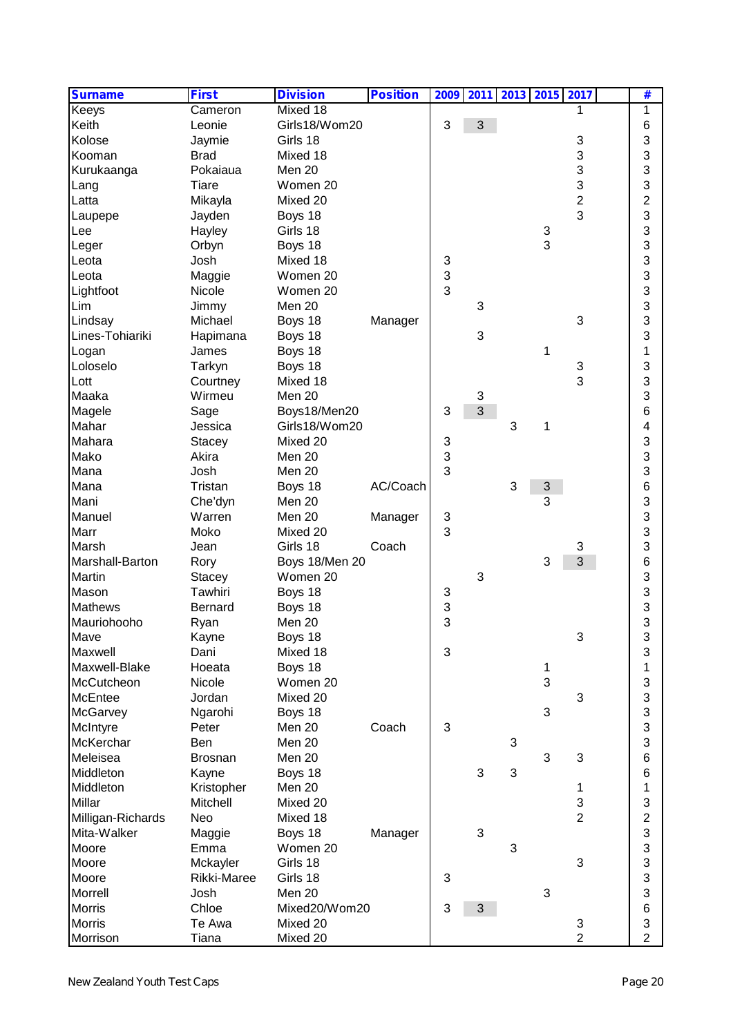| Surname | First | Division | Position | 2009 | 2011 | 2013 | 2015 | 2017 | | # |
|---|---|---|---|---|---|---|---|---|---|---|
| Keeys | Cameron | Mixed 18 | | | | | | 1 | | 1 |
| Keith | Leonie | Girls18/Wom20 | | 3 | 3 | | | | | 6 |
| Kolose | Jaymie | Girls 18 | | | | | | 3 | | 3 |
| Kooman | Brad | Mixed 18 | | | | | | 3 | | 3 |
| Kurukaanga | Pokaiaua | Men 20 | | | | | | 3 | | 3 |
| Lang | Tiare | Women 20 | | | | | | 3 | | 3 |
| Latta | Mikayla | Mixed 20 | | | | | | 2 | | 2 |
| Laupepe | Jayden | Boys 18 | | | | | | 3 | | 3 |
| Lee | Hayley | Girls 18 | | | | | 3 | | | 3 |
| Leger | Orbyn | Boys 18 | | | | | 3 | | | 3 |
| Leota | Josh | Mixed 18 | | 3 | | | | | | 3 |
| Leota | Maggie | Women 20 | | 3 | | | | | | 3 |
| Lightfoot | Nicole | Women 20 | | 3 | | | | | | 3 |
| Lim | Jimmy | Men 20 | | | 3 | | | | | 3 |
| Lindsay | Michael | Boys 18 | Manager | | | | | 3 | | 3 |
| Lines-Tohiariki | Hapimana | Boys 18 | | | 3 | | | | | 3 |
| Logan | James | Boys 18 | | | | | 1 | | | 1 |
| Loloselo | Tarkyn | Boys 18 | | | | | | 3 | | 3 |
| Lott | Courtney | Mixed 18 | | | | | | 3 | | 3 |
| Maaka | Wirmeu | Men 20 | | | 3 | | | | | 3 |
| Magele | Sage | Boys18/Men20 | | 3 | 3 | | | | | 6 |
| Mahar | Jessica | Girls18/Wom20 | | | | 3 | 1 | | | 4 |
| Mahara | Stacey | Mixed 20 | | 3 | | | | | | 3 |
| Mako | Akira | Men 20 | | 3 | | | | | | 3 |
| Mana | Josh | Men 20 | | 3 | | | | | | 3 |
| Mana | Tristan | Boys 18 | AC/Coach | | | 3 | 3 | | | 6 |
| Mani | Che'dyn | Men 20 | | | | | 3 | | | 3 |
| Manuel | Warren | Men 20 | Manager | 3 | | | | | | 3 |
| Marr | Moko | Mixed 20 | | 3 | | | | | | 3 |
| Marsh | Jean | Girls 18 | Coach | | | | | 3 | | 3 |
| Marshall-Barton | Rory | Boys 18/Men 20 | | | | | 3 | 3 | | 6 |
| Martin | Stacey | Women 20 | | | 3 | | | | | 3 |
| Mason | Tawhiri | Boys 18 | | 3 | | | | | | 3 |
| Mathews | Bernard | Boys 18 | | 3 | | | | | | 3 |
| Mauriohooho | Ryan | Men 20 | | 3 | | | | | | 3 |
| Mave | Kayne | Boys 18 | | | | | | 3 | | 3 |
| Maxwell | Dani | Mixed 18 | | 3 | | | | | | 3 |
| Maxwell-Blake | Hoeata | Boys 18 | | | | | 1 | | | 1 |
| McCutcheon | Nicole | Women 20 | | | | | 3 | | | 3 |
| McEntee | Jordan | Mixed 20 | | | | | | 3 | | 3 |
| McGarvey | Ngarohi | Boys 18 | | | | | 3 | | | 3 |
| McIntyre | Peter | Men 20 | Coach | 3 | | | | | | 3 |
| McKerchar | Ben | Men 20 | | | | 3 | | | | 3 |
| Meleisea | Brosnan | Men 20 | | | | | 3 | 3 | | 6 |
| Middleton | Kayne | Boys 18 | | | 3 | 3 | | | | 6 |
| Middleton | Kristopher | Men 20 | | | | | | 1 | | 1 |
| Millar | Mitchell | Mixed 20 | | | | | | 3 | | 3 |
| Milligan-Richards | Neo | Mixed 18 | | | | | | 2 | | 2 |
| Mita-Walker | Maggie | Boys 18 | Manager | | 3 | | | | | 3 |
| Moore | Emma | Women 20 | | | | 3 | | | | 3 |
| Moore | Mckayler | Girls 18 | | | | | | 3 | | 3 |
| Moore | Rikki-Maree | Girls 18 | | 3 | | | | | | 3 |
| Morrell | Josh | Men 20 | | | | | 3 | | | 3 |
| Morris | Chloe | Mixed20/Wom20 | | 3 | 3 | | | | | 6 |
| Morris | Te Awa | Mixed 20 | | | | | | 3 | | 3 |
| Morrison | Tiana | Mixed 20 | | | | | | 2 | | 2 |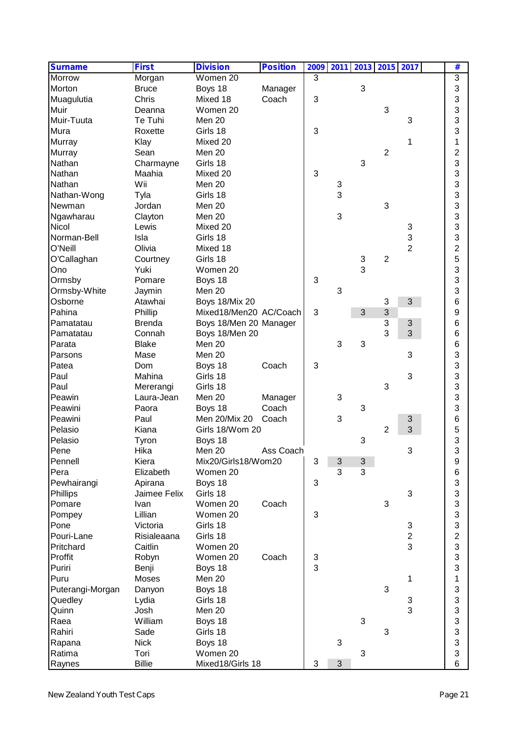| Surname | First | Division | Position | 2009 | 2011 | 2013 | 2015 | 2017 | | # |
|---|---|---|---|---|---|---|---|---|---|---|
| Morrow | Morgan | Women 20 | | 3 | | | | | | 3 |
| Morton | Bruce | Boys 18 | Manager | | | 3 | | | | 3 |
| Muagulutia | Chris | Mixed 18 | Coach | 3 | | | | | | 3 |
| Muir | Deanna | Women 20 | | | | | 3 | | | 3 |
| Muir-Tuuta | Te Tuhi | Men 20 | | | | | | 3 | | 3 |
| Mura | Roxette | Girls 18 | | 3 | | | | | | 3 |
| Murray | Klay | Mixed 20 | | | | | | 1 | | 1 |
| Murray | Sean | Men 20 | | | | | 2 | | | 2 |
| Nathan | Charmayne | Girls 18 | | | | 3 | | | | 3 |
| Nathan | Maahia | Mixed 20 | | 3 | | | | | | 3 |
| Nathan | Wii | Men 20 | | | 3 | | | | | 3 |
| Nathan-Wong | Tyla | Girls 18 | | | 3 | | | | | 3 |
| Newman | Jordan | Men 20 | | | | | 3 | | | 3 |
| Ngawharau | Clayton | Men 20 | | | 3 | | | | | 3 |
| Nicol | Lewis | Mixed 20 | | | | | | 3 | | 3 |
| Norman-Bell | Isla | Girls 18 | | | | | | 3 | | 3 |
| O'Neill | Olivia | Mixed 18 | | | | | | 2 | | 2 |
| O'Callaghan | Courtney | Girls 18 | | | | 3 | 2 | | | 5 |
| Ono | Yuki | Women 20 | | | | 3 | | | | 3 |
| Ormsby | Pomare | Boys 18 | | 3 | | | | | | 3 |
| Ormsby-White | Jaymin | Men 20 | | | 3 | | | | | 3 |
| Osborne | Atawhai | Boys 18/Mix 20 | | | | | 3 | 3 | | 6 |
| Pahina | Phillip | Mixed18/Men20 | AC/Coach | 3 | | 3 | 3 | | | 9 |
| Pamatatau | Brenda | Boys 18/Men 20 | Manager | | | | 3 | 3 | | 6 |
| Pamatatau | Connah | Boys 18/Men 20 | | | | | 3 | 3 | | 6 |
| Parata | Blake | Men 20 | | | 3 | 3 | | | | 6 |
| Parsons | Mase | Men 20 | | | | | | 3 | | 3 |
| Patea | Dom | Boys 18 | Coach | 3 | | | | | | 3 |
| Paul | Mahina | Girls 18 | | | | | | 3 | | 3 |
| Paul | Mererangi | Girls 18 | | | | | 3 | | | 3 |
| Peawin | Laura-Jean | Men 20 | Manager | | 3 | | | | | 3 |
| Peawini | Paora | Boys 18 | Coach | | | 3 | | | | 3 |
| Peawini | Paul | Men 20/Mix 20 | Coach | | 3 | | | 3 | | 6 |
| Pelasio | Kiana | Girls 18/Wom 20 | | | | | 2 | 3 | | 5 |
| Pelasio | Tyron | Boys 18 | | | | 3 | | | | 3 |
| Pene | Hika | Men 20 | Ass Coach | | | | | 3 | | 3 |
| Pennell | Kiera | Mix20/Girls18/Wom20 | | 3 | 3 | 3 | | | | 9 |
| Pera | Elizabeth | Women 20 | | | 3 | 3 | | | | 6 |
| Pewhairangi | Apirana | Boys 18 | | 3 | | | | | | 3 |
| Phillips | Jaimee Felix | Girls 18 | | | | | | 3 | | 3 |
| Pomare | Ivan | Women 20 | Coach | | | | 3 | | | 3 |
| Pompey | Lillian | Women 20 | | 3 | | | | | | 3 |
| Pone | Victoria | Girls 18 | | | | | | 3 | | 3 |
| Pouri-Lane | Risialeaana | Girls 18 | | | | | | 2 | | 2 |
| Pritchard | Caitlin | Women 20 | | | | | | 3 | | 3 |
| Proffit | Robyn | Women 20 | Coach | 3 | | | | | | 3 |
| Puriri | Benji | Boys 18 | | 3 | | | | | | 3 |
| Puru | Moses | Men 20 | | | | | | 1 | | 1 |
| Puterangi-Morgan | Danyon | Boys 18 | | | | | 3 | | | 3 |
| Quedley | Lydia | Girls 18 | | | | | | 3 | | 3 |
| Quinn | Josh | Men 20 | | | | | | 3 | | 3 |
| Raea | William | Boys 18 | | | | 3 | | | | 3 |
| Rahiri | Sade | Girls 18 | | | | | 3 | | | 3 |
| Rapana | Nick | Boys 18 | | | 3 | | | | | 3 |
| Ratima | Tori | Women 20 | | | | 3 | | | | 3 |
| Raynes | Billie | Mixed18/Girls 18 | | 3 | 3 | | | | | 6 |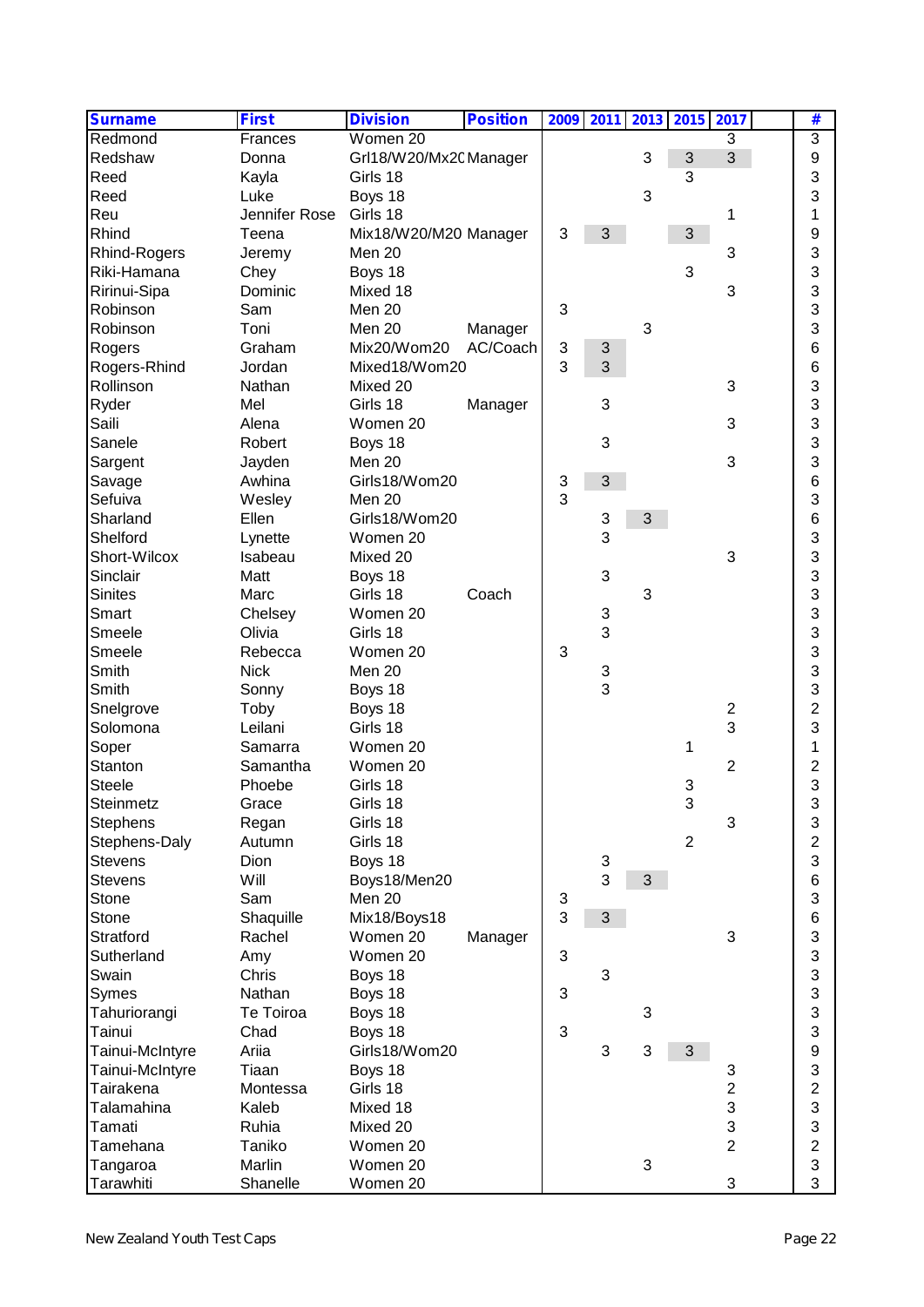| Surname | First | Division | Position | 2009 | 2011 | 2013 | 2015 | 2017 | | # |
|---|---|---|---|---|---|---|---|---|---|---|
| Redmond | Frances | Women 20 | | | | | | 3 | | 3 |
| Redshaw | Donna | Grl18/W20/Mx20 | Manager | | | 3 | 3 | 3 | | 9 |
| Reed | Kayla | Girls 18 | | | | | 3 | | | 3 |
| Reed | Luke | Boys 18 | | | | 3 | | | | 3 |
| Reu | Jennifer Rose | Girls 18 | | | | | | 1 | | 1 |
| Rhind | Teena | Mix18/W20/M20 | Manager | 3 | 3 | | 3 | | | 9 |
| Rhind-Rogers | Jeremy | Men 20 | | | | | | 3 | | 3 |
| Riki-Hamana | Chey | Boys 18 | | | | | 3 | | | 3 |
| Ririnui-Sipa | Dominic | Mixed 18 | | | | | | 3 | | 3 |
| Robinson | Sam | Men 20 | | 3 | | | | | | 3 |
| Robinson | Toni | Men 20 | Manager | | | 3 | | | | 3 |
| Rogers | Graham | Mix20/Wom20 | AC/Coach | 3 | 3 | | | | | 6 |
| Rogers-Rhind | Jordan | Mixed18/Wom20 | | 3 | 3 | | | | | 6 |
| Rollinson | Nathan | Mixed 20 | | | | | | 3 | | 3 |
| Ryder | Mel | Girls 18 | Manager | | 3 | | | | | 3 |
| Saili | Alena | Women 20 | | | | | | 3 | | 3 |
| Sanele | Robert | Boys 18 | | | 3 | | | | | 3 |
| Sargent | Jayden | Men 20 | | | | | | 3 | | 3 |
| Savage | Awhina | Girls18/Wom20 | | 3 | 3 | | | | | 6 |
| Sefuiva | Wesley | Men 20 | | 3 | | | | | | 3 |
| Sharland | Ellen | Girls18/Wom20 | | | 3 | 3 | | | | 6 |
| Shelford | Lynette | Women 20 | | | 3 | | | | | 3 |
| Short-Wilcox | Isabeau | Mixed 20 | | | | | | 3 | | 3 |
| Sinclair | Matt | Boys 18 | | | 3 | | | | | 3 |
| Sinites | Marc | Girls 18 | Coach | | | 3 | | | | 3 |
| Smart | Chelsey | Women 20 | | | 3 | | | | | 3 |
| Smeele | Olivia | Girls 18 | | | 3 | | | | | 3 |
| Smeele | Rebecca | Women 20 | | 3 | | | | | | 3 |
| Smith | Nick | Men 20 | | | 3 | | | | | 3 |
| Smith | Sonny | Boys 18 | | | 3 | | | | | 3 |
| Snelgrove | Toby | Boys 18 | | | | | | 2 | | 2 |
| Solomona | Leilani | Girls 18 | | | | | | 3 | | 3 |
| Soper | Samarra | Women 20 | | | | | 1 | | | 1 |
| Stanton | Samantha | Women 20 | | | | | | 2 | | 2 |
| Steele | Phoebe | Girls 18 | | | | | 3 | | | 3 |
| Steinmetz | Grace | Girls 18 | | | | | 3 | | | 3 |
| Stephens | Regan | Girls 18 | | | | | | 3 | | 3 |
| Stephens-Daly | Autumn | Girls 18 | | | | | 2 | | | 2 |
| Stevens | Dion | Boys 18 | | | 3 | | | | | 3 |
| Stevens | Will | Boys18/Men20 | | | 3 | 3 | | | | 6 |
| Stone | Sam | Men 20 | | 3 | | | | | | 3 |
| Stone | Shaquille | Mix18/Boys18 | | 3 | 3 | | | | | 6 |
| Stratford | Rachel | Women 20 | Manager | | | | | 3 | | 3 |
| Sutherland | Amy | Women 20 | | 3 | | | | | | 3 |
| Swain | Chris | Boys 18 | | | 3 | | | | | 3 |
| Symes | Nathan | Boys 18 | | 3 | | | | | | 3 |
| Tahuriorangi | Te Toiroa | Boys 18 | | | | 3 | | | | 3 |
| Tainui | Chad | Boys 18 | | 3 | | | | | | 3 |
| Tainui-McIntyre | Ariia | Girls18/Wom20 | | | 3 | 3 | 3 | | | 9 |
| Tainui-McIntyre | Tiaan | Boys 18 | | | | | | 3 | | 3 |
| Tairakena | Montessa | Girls 18 | | | | | | 2 | | 2 |
| Talamahina | Kaleb | Mixed 18 | | | | | | 3 | | 3 |
| Tamati | Ruhia | Mixed 20 | | | | | | 3 | | 3 |
| Tamehana | Taniko | Women 20 | | | | | | 2 | | 2 |
| Tangaroa | Marlin | Women 20 | | | | 3 | | | | 3 |
| Tarawhiti | Shanelle | Women 20 | | | | | | 3 | | 3 |

New Zealand Youth Test Caps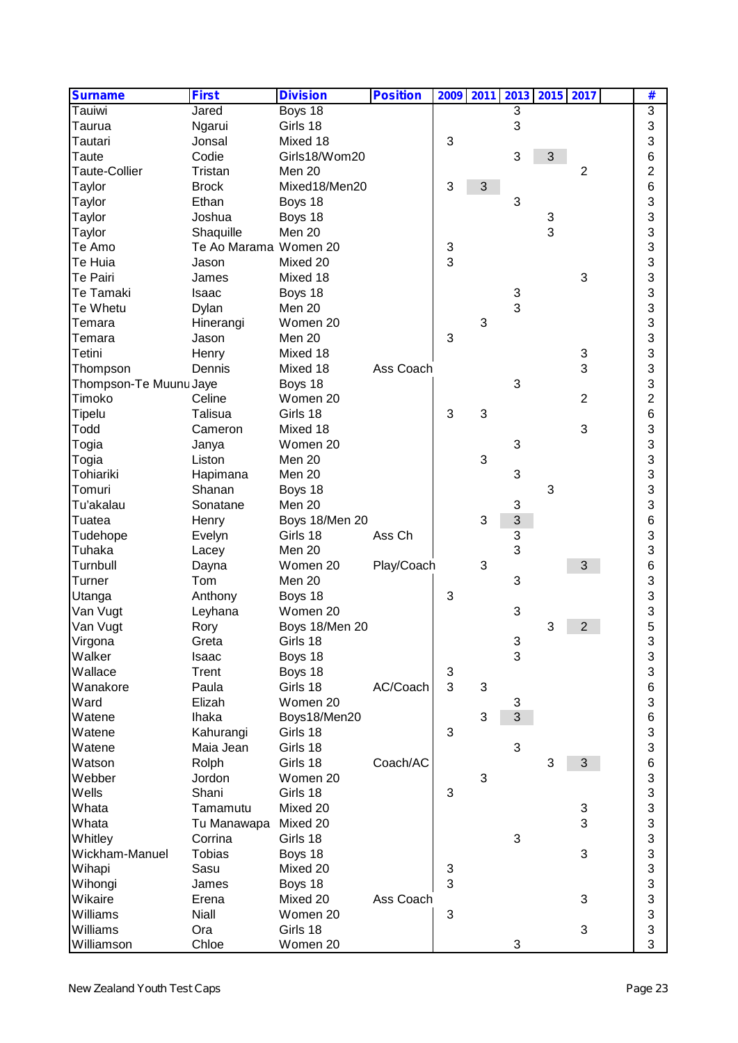| Surname | First | Division | Position | 2009 | 2011 | 2013 | 2015 | 2017 | | # |
|---|---|---|---|---|---|---|---|---|---|---|
| Tauiwi | Jared | Boys 18 | | | | 3 | | | | 3 |
| Taurua | Ngarui | Girls 18 | | | | 3 | | | | 3 |
| Tautari | Jonsal | Mixed 18 | | 3 | | | | | | 3 |
| Taute | Codie | Girls18/Wom20 | | | | 3 | 3 | | | 6 |
| Taute-Collier | Tristan | Men 20 | | | | | | 2 | | 2 |
| Taylor | Brock | Mixed18/Men20 | | 3 | 3 | | | | | 6 |
| Taylor | Ethan | Boys 18 | | | | 3 | | | | 3 |
| Taylor | Joshua | Boys 18 | | | | | 3 | | | 3 |
| Taylor | Shaquille | Men 20 | | | | | 3 | | | 3 |
| Te Amo | Te Ao Marama | Women 20 | | 3 | | | | | | 3 |
| Te Huia | Jason | Mixed 20 | | 3 | | | | | | 3 |
| Te Pairi | James | Mixed 18 | | | | | | 3 | | 3 |
| Te Tamaki | Isaac | Boys 18 | | | | 3 | | | | 3 |
| Te Whetu | Dylan | Men 20 | | | | 3 | | | | 3 |
| Temara | Hinerangi | Women 20 | | | 3 | | | | | 3 |
| Temara | Jason | Men 20 | | 3 | | | | | | 3 |
| Tetini | Henry | Mixed 18 | | | | | | 3 | | 3 |
| Thompson | Dennis | Mixed 18 | Ass Coach | | | | | 3 | | 3 |
| Thompson-Te Muunu | Jaye | Boys 18 | | | | 3 | | | | 3 |
| Timoko | Celine | Women 20 | | | | | | 2 | | 2 |
| Tipelu | Talisua | Girls 18 | | 3 | 3 | | | | | 6 |
| Todd | Cameron | Mixed 18 | | | | | | 3 | | 3 |
| Togia | Janya | Women 20 | | | | 3 | | | | 3 |
| Togia | Liston | Men 20 | | | 3 | | | | | 3 |
| Tohiariki | Hapimana | Men 20 | | | | 3 | | | | 3 |
| Tomuri | Shanan | Boys 18 | | | | | 3 | | | 3 |
| Tu'akalau | Sonatane | Men 20 | | | | 3 | | | | 3 |
| Tuatea | Henry | Boys 18/Men 20 | | | 3 | 3 | | | | 6 |
| Tudehope | Evelyn | Girls 18 | Ass Ch | | | 3 | | | | 3 |
| Tuhaka | Lacey | Men 20 | | | | 3 | | | | 3 |
| Turnbull | Dayna | Women 20 | Play/Coach | | 3 | | | 3 | | 6 |
| Turner | Tom | Men 20 | | | | 3 | | | | 3 |
| Utanga | Anthony | Boys 18 | | 3 | | | | | | 3 |
| Van Vugt | Leyhana | Women 20 | | | | 3 | | | | 3 |
| Van Vugt | Rory | Boys 18/Men 20 | | | | | 3 | 2 | | 5 |
| Virgona | Greta | Girls 18 | | | | 3 | | | | 3 |
| Walker | Isaac | Boys 18 | | | | 3 | | | | 3 |
| Wallace | Trent | Boys 18 | | 3 | | | | | | 3 |
| Wanakore | Paula | Girls 18 | AC/Coach | 3 | 3 | | | | | 6 |
| Ward | Elizah | Women 20 | | | | 3 | | | | 3 |
| Watene | Ihaka | Boys18/Men20 | | | 3 | 3 | | | | 6 |
| Watene | Kahurangi | Girls 18 | | 3 | | | | | | 3 |
| Watene | Maia Jean | Girls 18 | | | | 3 | | | | 3 |
| Watson | Rolph | Girls 18 | Coach/AC | | | | 3 | 3 | | 6 |
| Webber | Jordon | Women 20 | | | 3 | | | | | 3 |
| Wells | Shani | Girls 18 | | 3 | | | | | | 3 |
| Whata | Tamamutu | Mixed 20 | | | | | | 3 | | 3 |
| Whata | Tu Manawapa | Mixed 20 | | | | | | 3 | | 3 |
| Whitley | Corrina | Girls 18 | | | | 3 | | | | 3 |
| Wickham-Manuel | Tobias | Boys 18 | | | | | | 3 | | 3 |
| Wihapi | Sasu | Mixed 20 | | 3 | | | | | | 3 |
| Wihongi | James | Boys 18 | | 3 | | | | | | 3 |
| Wikaire | Erena | Mixed 20 | Ass Coach | | | | | 3 | | 3 |
| Williams | Niall | Women 20 | | 3 | | | | | | 3 |
| Williams | Ora | Girls 18 | | | | | | 3 | | 3 |
| Williamson | Chloe | Women 20 | | | | 3 | | | | 3 |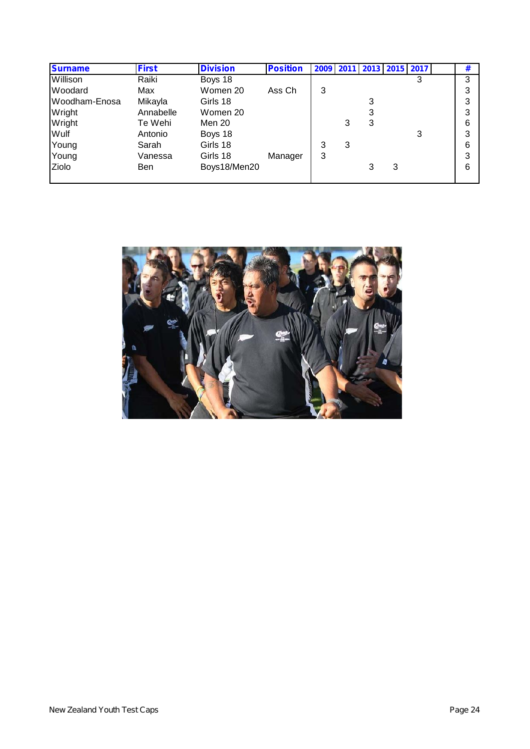| Surname | First | Division | Position | 2009 | 2011 | 2013 | 2015 | 2017 | | # |
|---|---|---|---|---|---|---|---|---|---|---|
| Willison | Raiki | Boys 18 | | | | | | 3 | | 3 |
| Woodard | Max | Women 20 | Ass Ch | 3 | | | | | | 3 |
| Woodham-Enosa | Mikayla | Girls 18 | | | | 3 | | | | 3 |
| Wright | Annabelle | Women 20 | | | | 3 | | | | 3 |
| Wright | Te Wehi | Men 20 | | | 3 | 3 | | | | 6 |
| Wulf | Antonio | Boys 18 | | | | | | 3 | | 3 |
| Young | Sarah | Girls 18 | | 3 | 3 | | | | | 6 |
| Young | Vanessa | Girls 18 | Manager | 3 | | | | | | 3 |
| Ziolo | Ben | Boys18/Men20 | | | | 3 | 3 | | | 6 |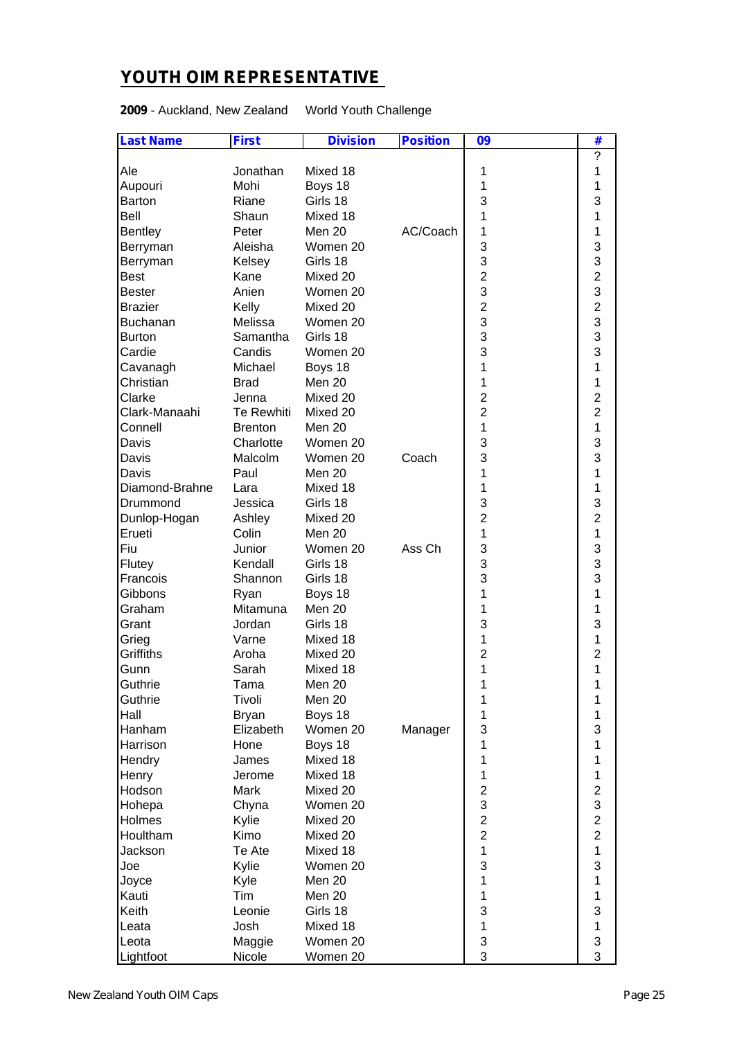## YOUTH OIM REPRESENTATIVE

**2009** - Auckland, New Zealand World Youth Challenge

| Last Name | First | Division | Position | 09 | # |
|---|---|---|---|---|---|
| | | | | | ? |
| Ale | Jonathan | Mixed 18 | | 1 | 1 |
| Aupouri | Mohi | Boys 18 | | 1 | 1 |
| Barton | Riane | Girls 18 | | 3 | 3 |
| Bell | Shaun | Mixed 18 | | 1 | 1 |
| Bentley | Peter | Men 20 | AC/Coach | 1 | 1 |
| Berryman | Aleisha | Women 20 | | 3 | 3 |
| Berryman | Kelsey | Girls 18 | | 3 | 3 |
| Best | Kane | Mixed 20 | | 2 | 2 |
| Bester | Anien | Women 20 | | 3 | 3 |
| Brazier | Kelly | Mixed 20 | | 2 | 2 |
| Buchanan | Melissa | Women 20 | | 3 | 3 |
| Burton | Samantha | Girls 18 | | 3 | 3 |
| Cardie | Candis | Women 20 | | 3 | 3 |
| Cavanagh | Michael | Boys 18 | | 1 | 1 |
| Christian | Brad | Men 20 | | 1 | 1 |
| Clarke | Jenna | Mixed 20 | | 2 | 2 |
| Clark-Manaahi | Te Rewhiti | Mixed 20 | | 2 | 2 |
| Connell | Brenton | Men 20 | | 1 | 1 |
| Davis | Charlotte | Women 20 | | 3 | 3 |
| Davis | Malcolm | Women 20 | Coach | 3 | 3 |
| Davis | Paul | Men 20 | | 1 | 1 |
| Diamond-Brahne | Lara | Mixed 18 | | 1 | 1 |
| Drummond | Jessica | Girls 18 | | 3 | 3 |
| Dunlop-Hogan | Ashley | Mixed 20 | | 2 | 2 |
| Erueti | Colin | Men 20 | | 1 | 1 |
| Fiu | Junior | Women 20 | Ass Ch | 3 | 3 |
| Flutey | Kendall | Girls 18 | | 3 | 3 |
| Francois | Shannon | Girls 18 | | 3 | 3 |
| Gibbons | Ryan | Boys 18 | | 1 | 1 |
| Graham | Mitamuna | Men 20 | | 1 | 1 |
| Grant | Jordan | Girls 18 | | 3 | 3 |
| Grieg | Varne | Mixed 18 | | 1 | 1 |
| Griffiths | Aroha | Mixed 20 | | 2 | 2 |
| Gunn | Sarah | Mixed 18 | | 1 | 1 |
| Guthrie | Tama | Men 20 | | 1 | 1 |
| Guthrie | Tivoli | Men 20 | | 1 | 1 |
| Hall | Bryan | Boys 18 | | 1 | 1 |
| Hanham | Elizabeth | Women 20 | Manager | 3 | 3 |
| Harrison | Hone | Boys 18 | | 1 | 1 |
| Hendry | James | Mixed 18 | | 1 | 1 |
| Henry | Jerome | Mixed 18 | | 1 | 1 |
| Hodson | Mark | Mixed 20 | | 2 | 2 |
| Hohepa | Chyna | Women 20 | | 3 | 3 |
| Holmes | Kylie | Mixed 20 | | 2 | 2 |
| Houltham | Kimo | Mixed 20 | | 2 | 2 |
| Jackson | Te Ate | Mixed 18 | | 1 | 1 |
| Joe | Kylie | Women 20 | | 3 | 3 |
| Joyce | Kyle | Men 20 | | 1 | 1 |
| Kauti | Tim | Men 20 | | 1 | 1 |
| Keith | Leonie | Girls 18 | | 3 | 3 |
| Leata | Josh | Mixed 18 | | 1 | 1 |
| Leota | Maggie | Women 20 | | 3 | 3 |
| Lightfoot | Nicole | Women 20 | | 3 | 3 |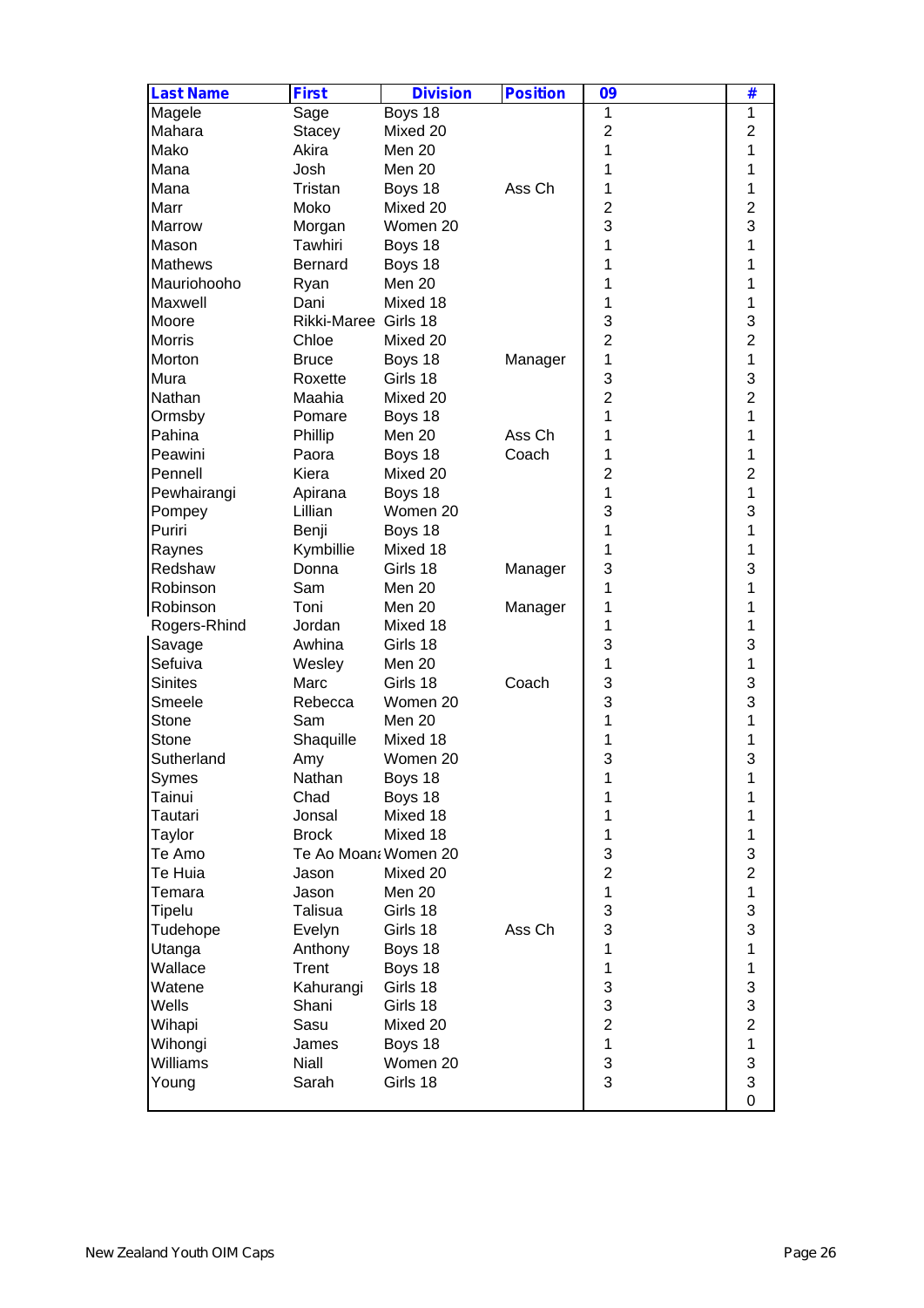| Last Name | First | Division | Position | 09 | # |
|---|---|---|---|---|---|
| Magele | Sage | Boys 18 | | 1 | 1 |
| Mahara | Stacey | Mixed 20 | | 2 | 2 |
| Mako | Akira | Men 20 | | 1 | 1 |
| Mana | Josh | Men 20 | | 1 | 1 |
| Mana | Tristan | Boys 18 | Ass Ch | 1 | 1 |
| Marr | Moko | Mixed 20 | | 2 | 2 |
| Marrow | Morgan | Women 20 | | 3 | 3 |
| Mason | Tawhiri | Boys 18 | | 1 | 1 |
| Mathews | Bernard | Boys 18 | | 1 | 1 |
| Mauriohooho | Ryan | Men 20 | | 1 | 1 |
| Maxwell | Dani | Mixed 18 | | 1 | 1 |
| Moore | Rikki-Maree | Girls 18 | | 3 | 3 |
| Morris | Chloe | Mixed 20 | | 2 | 2 |
| Morton | Bruce | Boys 18 | Manager | 1 | 1 |
| Mura | Roxette | Girls 18 | | 3 | 3 |
| Nathan | Maahia | Mixed 20 | | 2 | 2 |
| Ormsby | Pomare | Boys 18 | | 1 | 1 |
| Pahina | Phillip | Men 20 | Ass Ch | 1 | 1 |
| Peawini | Paora | Boys 18 | Coach | 1 | 1 |
| Pennell | Kiera | Mixed 20 | | 2 | 2 |
| Pewhairangi | Apirana | Boys 18 | | 1 | 1 |
| Pompey | Lillian | Women 20 | | 3 | 3 |
| Puriri | Benji | Boys 18 | | 1 | 1 |
| Raynes | Kymbillie | Mixed 18 | | 1 | 1 |
| Redshaw | Donna | Girls 18 | Manager | 3 | 3 |
| Robinson | Sam | Men 20 | | 1 | 1 |
| Robinson | Toni | Men 20 | Manager | 1 | 1 |
| Rogers-Rhind | Jordan | Mixed 18 | | 1 | 1 |
| Savage | Awhina | Girls 18 | | 3 | 3 |
| Sefuiva | Wesley | Men 20 | | 1 | 1 |
| Sinites | Marc | Girls 18 | Coach | 3 | 3 |
| Smeele | Rebecca | Women 20 | | 3 | 3 |
| Stone | Sam | Men 20 | | 1 | 1 |
| Stone | Shaquille | Mixed 18 | | 1 | 1 |
| Sutherland | Amy | Women 20 | | 3 | 3 |
| Symes | Nathan | Boys 18 | | 1 | 1 |
| Tainui | Chad | Boys 18 | | 1 | 1 |
| Tautari | Jonsal | Mixed 18 | | 1 | 1 |
| Taylor | Brock | Mixed 18 | | 1 | 1 |
| Te Amo | Te Ao Moana | Women 20 | | 3 | 3 |
| Te Huia | Jason | Mixed 20 | | 2 | 2 |
| Temara | Jason | Men 20 | | 1 | 1 |
| Tipelu | Talisua | Girls 18 | | 3 | 3 |
| Tudehope | Evelyn | Girls 18 | Ass Ch | 3 | 3 |
| Utanga | Anthony | Boys 18 | | 1 | 1 |
| Wallace | Trent | Boys 18 | | 1 | 1 |
| Watene | Kahurangi | Girls 18 | | 3 | 3 |
| Wells | Shani | Girls 18 | | 3 | 3 |
| Wihapi | Sasu | Mixed 20 | | 2 | 2 |
| Wihongi | James | Boys 18 | | 1 | 1 |
| Williams | Niall | Women 20 | | 3 | 3 |
| Young | Sarah | Girls 18 | | 3 | 3 |
| | | | | | 0 |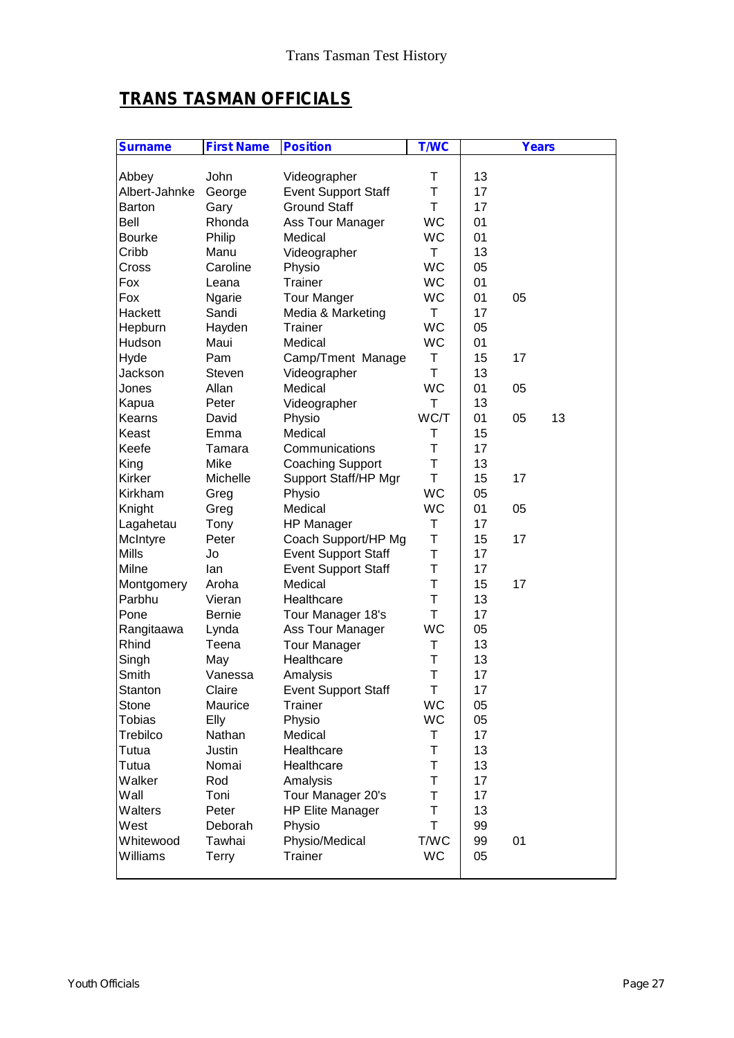## TRANS TASMAN OFFICIALS

| Surname | First Name | Position | T/WC | Years | | |
|---|---|---|---|---|---|---|
| Abbey | John | Videographer | T | 13 | | |
| Albert-Jahnke | George | Event Support Staff | T | 17 | | |
| Barton | Gary | Ground Staff | T | 17 | | |
| Bell | Rhonda | Ass Tour Manager | WC | 01 | | |
| Bourke | Philip | Medical | WC | 01 | | |
| Cribb | Manu | Videographer | T | 13 | | |
| Cross | Caroline | Physio | WC | 05 | | |
| Fox | Leana | Trainer | WC | 01 | | |
| Fox | Ngarie | Tour Manger | WC | 01 | 05 | |
| Hackett | Sandi | Media & Marketing | T | 17 | | |
| Hepburn | Hayden | Trainer | WC | 05 | | |
| Hudson | Maui | Medical | WC | 01 | | |
| Hyde | Pam | Camp/Tment Manage | T | 15 | 17 | |
| Jackson | Steven | Videographer | T | 13 | | |
| Jones | Allan | Medical | WC | 01 | 05 | |
| Kapua | Peter | Videographer | T | 13 | | |
| Kearns | David | Physio | WC/T | 01 | 05 | 13 |
| Keast | Emma | Medical | T | 15 | | |
| Keefe | Tamara | Communications | T | 17 | | |
| King | Mike | Coaching Support | T | 13 | | |
| Kirker | Michelle | Support Staff/HP Mgr | T | 15 | 17 | |
| Kirkham | Greg | Physio | WC | 05 | | |
| Knight | Greg | Medical | WC | 01 | 05 | |
| Lagahetau | Tony | HP Manager | T | 17 | | |
| McIntyre | Peter | Coach Support/HP Mg | T | 15 | 17 | |
| Mills | Jo | Event Support Staff | T | 17 | | |
| Milne | Ian | Event Support Staff | T | 17 | | |
| Montgomery | Aroha | Medical | T | 15 | 17 | |
| Parbhu | Vieran | Healthcare | T | 13 | | |
| Pone | Bernie | Tour Manager 18's | T | 17 | | |
| Rangitaawa | Lynda | Ass Tour Manager | WC | 05 | | |
| Rhind | Teena | Tour Manager | T | 13 | | |
| Singh | May | Healthcare | T | 13 | | |
| Smith | Vanessa | Amalysis | T | 17 | | |
| Stanton | Claire | Event Support Staff | T | 17 | | |
| Stone | Maurice | Trainer | WC | 05 | | |
| Tobias | Elly | Physio | WC | 05 | | |
| Trebilco | Nathan | Medical | T | 17 | | |
| Tutua | Justin | Healthcare | T | 13 | | |
| Tutua | Nomai | Healthcare | T | 13 | | |
| Walker | Rod | Amalysis | T | 17 | | |
| Wall | Toni | Tour Manager 20's | T | 17 | | |
| Walters | Peter | HP Elite Manager | T | 13 | | |
| West | Deborah | Physio | T | 99 | | |
| Whitewood | Tawhai | Physio/Medical | T/WC | 99 | 01 | |
| Williams | Terry | Trainer | WC | 05 | | |